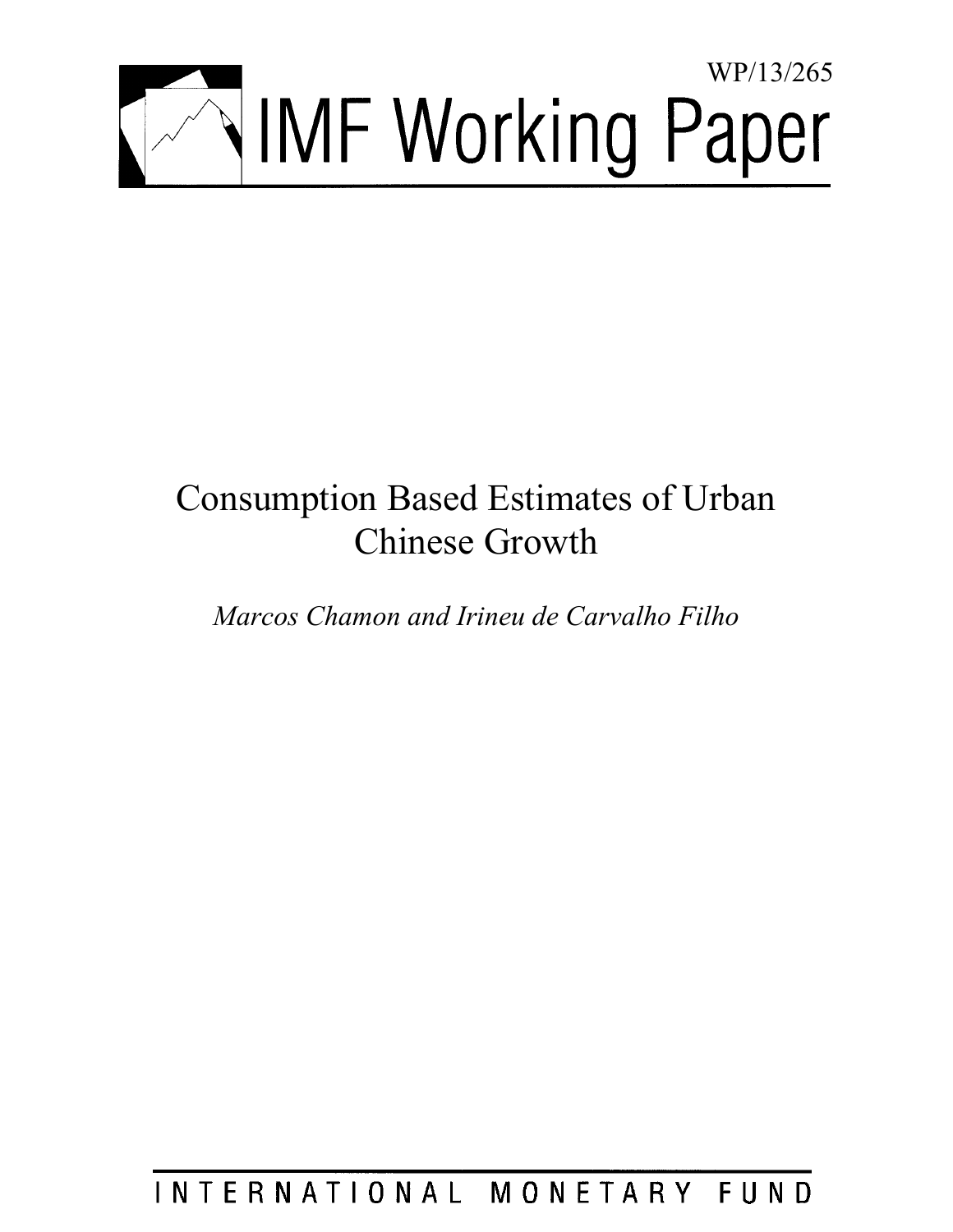WP/13/265

# IMF Working Paper

# Consumption Based Estimates of Urban Chinese Growth

*Marcos Chamon and Irineu de Carvalho Filho*

INTERNATIONAL MONETARY FUND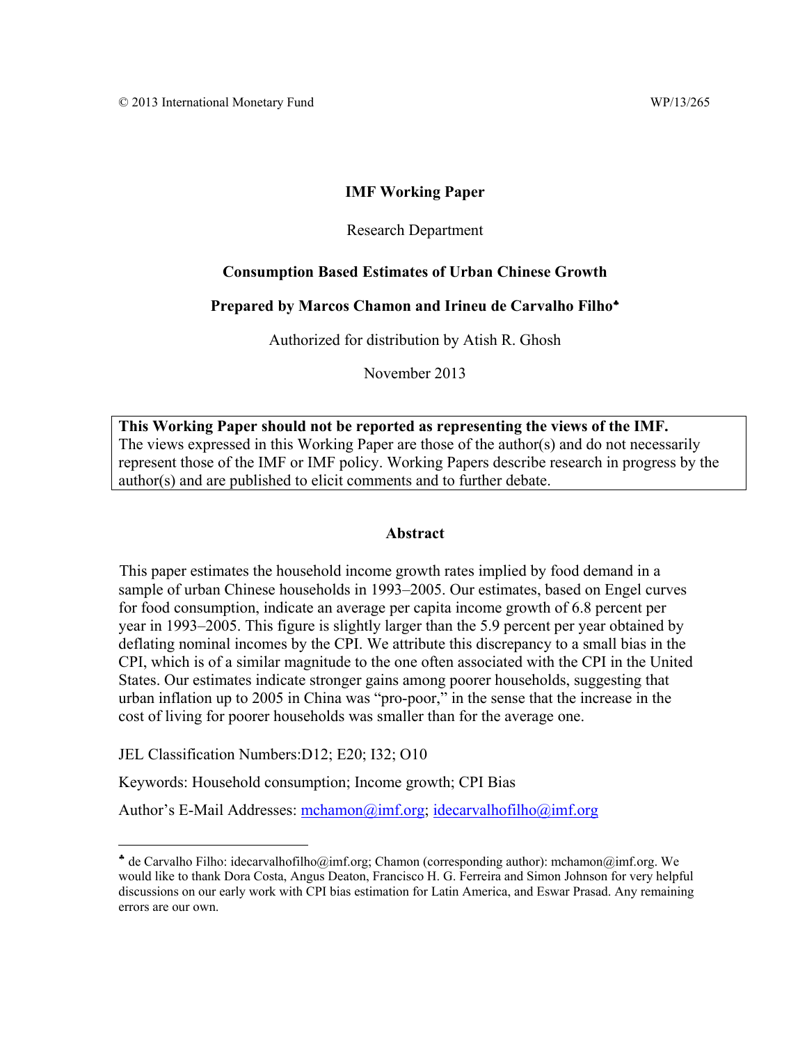© 2013 International Monetary Fund WP/13/265

**IMF Working Paper**

Research Department

**Consumption Based Estimates of Urban Chinese Growth**

**Prepared by Marcos Chamon and Irineu de Carvalho Filho**[♣]

Authorized for distribution by Atish R. Ghosh

November 2013

> **This Working Paper should not be reported as representing the views of the IMF.**
> The views expressed in this Working Paper are those of the author(s) and do not necessarily represent those of the IMF or IMF policy. Working Papers describe research in progress by the author(s) and are published to elicit comments and to further debate.

**Abstract**

This paper estimates the household income growth rates implied by food demand in a sample of urban Chinese households in 1993–2005. Our estimates, based on Engel curves for food consumption, indicate an average per capita income growth of 6.8 percent per year in 1993–2005. This figure is slightly larger than the 5.9 percent per year obtained by deflating nominal incomes by the CPI. We attribute this discrepancy to a small bias in the CPI, which is of a similar magnitude to the one often associated with the CPI in the United States. Our estimates indicate stronger gains among poorer households, suggesting that urban inflation up to 2005 in China was "pro-poor," in the sense that the increase in the cost of living for poorer households was smaller than for the average one.

JEL Classification Numbers:D12; E20; I32; O10

Keywords: Household consumption; Income growth; CPI Bias

Author's E-Mail Addresses: mchamon@imf.org; idecarvalhofilho@imf.org

---

[♣] de Carvalho Filho: idecarvalhofilho@imf.org; Chamon (corresponding author): mchamon@imf.org. We would like to thank Dora Costa, Angus Deaton, Francisco H. G. Ferreira and Simon Johnson for very helpful discussions on our early work with CPI bias estimation for Latin America, and Eswar Prasad. Any remaining errors are our own.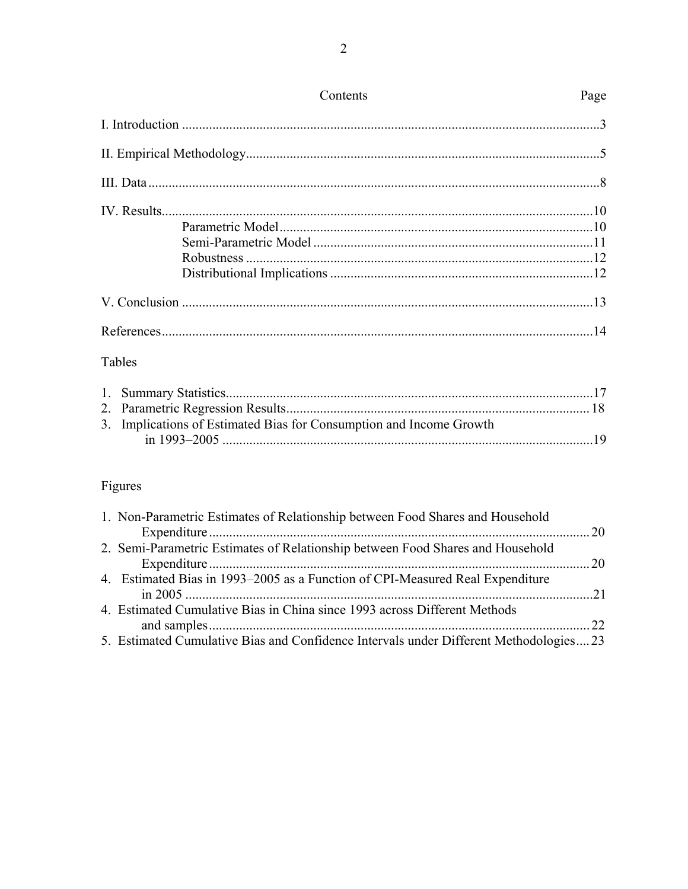| Contents | Page |
|---|---|
| I. Introduction | 3 |
| II. Empirical Methodology | 5 |
| III. Data | 8 |
| IV. Results | 10 |
| Parametric Model | 10 |
| Semi-Parametric Model | 11 |
| Robustness | 12 |
| Distributional Implications | 12 |
| V. Conclusion | 13 |
| References | 14 |

Tables

| | |
|---|---|
| 1. Summary Statistics | 17 |
| 2. Parametric Regression Results | 18 |
| 3. Implications of Estimated Bias for Consumption and Income Growth in 1993–2005 | 19 |

Figures

| | |
|---|---|
| 1. Non-Parametric Estimates of Relationship between Food Shares and Household Expenditure | 20 |
| 2. Semi-Parametric Estimates of Relationship between Food Shares and Household Expenditure | 20 |
| 4. Estimated Bias in 1993–2005 as a Function of CPI-Measured Real Expenditure in 2005 | 21 |
| 4. Estimated Cumulative Bias in China since 1993 across Different Methods and samples | 22 |
| 5. Estimated Cumulative Bias and Confidence Intervals under Different Methodologies | 23 |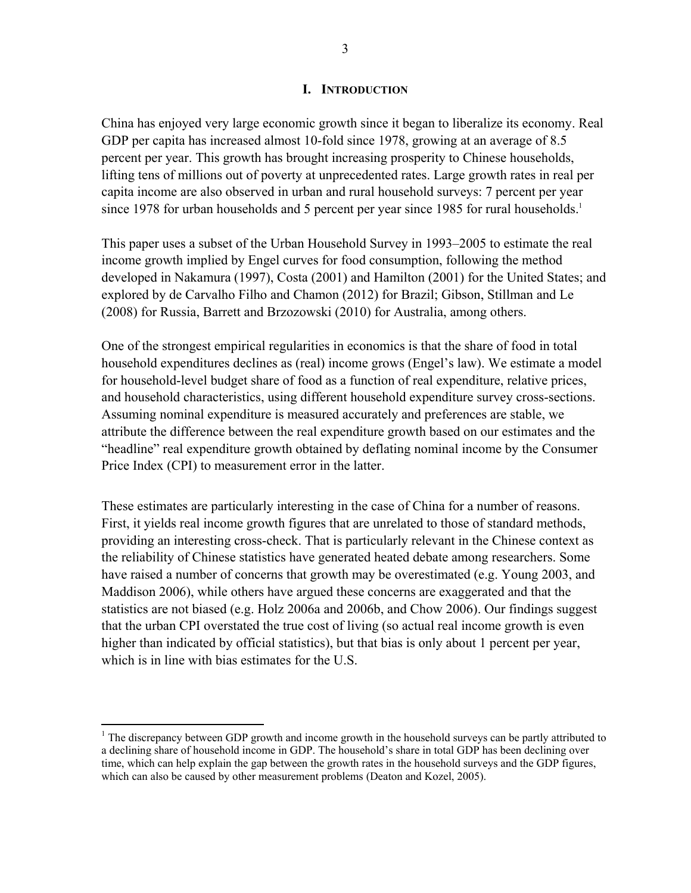# I. Introduction

China has enjoyed very large economic growth since it began to liberalize its economy. Real GDP per capita has increased almost 10-fold since 1978, growing at an average of 8.5 percent per year. This growth has brought increasing prosperity to Chinese households, lifting tens of millions out of poverty at unprecedented rates. Large growth rates in real per capita income are also observed in urban and rural household surveys: 7 percent per year since 1978 for urban households and 5 percent per year since 1985 for rural households.[1]

This paper uses a subset of the Urban Household Survey in 1993–2005 to estimate the real income growth implied by Engel curves for food consumption, following the method developed in Nakamura (1997), Costa (2001) and Hamilton (2001) for the United States; and explored by de Carvalho Filho and Chamon (2012) for Brazil; Gibson, Stillman and Le (2008) for Russia, Barrett and Brzozowski (2010) for Australia, among others.

One of the strongest empirical regularities in economics is that the share of food in total household expenditures declines as (real) income grows (Engel's law). We estimate a model for household-level budget share of food as a function of real expenditure, relative prices, and household characteristics, using different household expenditure survey cross-sections. Assuming nominal expenditure is measured accurately and preferences are stable, we attribute the difference between the real expenditure growth based on our estimates and the "headline" real expenditure growth obtained by deflating nominal income by the Consumer Price Index (CPI) to measurement error in the latter.

These estimates are particularly interesting in the case of China for a number of reasons. First, it yields real income growth figures that are unrelated to those of standard methods, providing an interesting cross-check. That is particularly relevant in the Chinese context as the reliability of Chinese statistics have generated heated debate among researchers. Some have raised a number of concerns that growth may be overestimated (e.g. Young 2003, and Maddison 2006), while others have argued these concerns are exaggerated and that the statistics are not biased (e.g. Holz 2006a and 2006b, and Chow 2006). Our findings suggest that the urban CPI overstated the true cost of living (so actual real income growth is even higher than indicated by official statistics), but that bias is only about 1 percent per year, which is in line with bias estimates for the U.S.

---

[1] The discrepancy between GDP growth and income growth in the household surveys can be partly attributed to a declining share of household income in GDP. The household's share in total GDP has been declining over time, which can help explain the gap between the growth rates in the household surveys and the GDP figures, which can also be caused by other measurement problems (Deaton and Kozel, 2005).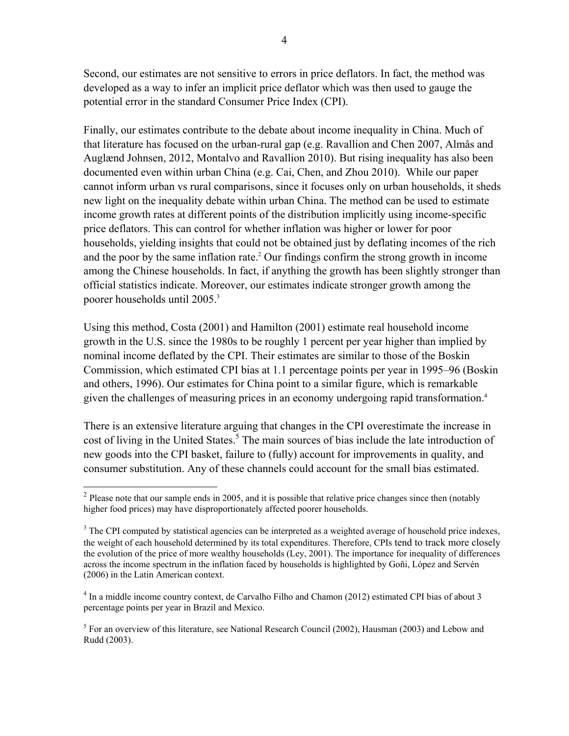Second, our estimates are not sensitive to errors in price deflators. In fact, the method was developed as a way to infer an implicit price deflator which was then used to gauge the potential error in the standard Consumer Price Index (CPI).

Finally, our estimates contribute to the debate about income inequality in China. Much of that literature has focused on the urban-rural gap (e.g. Ravallion and Chen 2007, Almås and Auglænd Johnsen, 2012, Montalvo and Ravallion 2010). But rising inequality has also been documented even within urban China (e.g. Cai, Chen, and Zhou 2010). While our paper cannot inform urban vs rural comparisons, since it focuses only on urban households, it sheds new light on the inequality debate within urban China. The method can be used to estimate income growth rates at different points of the distribution implicitly using income-specific price deflators. This can control for whether inflation was higher or lower for poor households, yielding insights that could not be obtained just by deflating incomes of the rich and the poor by the same inflation rate.[2] Our findings confirm the strong growth in income among the Chinese households. In fact, if anything the growth has been slightly stronger than official statistics indicate. Moreover, our estimates indicate stronger growth among the poorer households until 2005.[3]

Using this method, Costa (2001) and Hamilton (2001) estimate real household income growth in the U.S. since the 1980s to be roughly 1 percent per year higher than implied by nominal income deflated by the CPI. Their estimates are similar to those of the Boskin Commission, which estimated CPI bias at 1.1 percentage points per year in 1995–96 (Boskin and others, 1996). Our estimates for China point to a similar figure, which is remarkable given the challenges of measuring prices in an economy undergoing rapid transformation.[4]

There is an extensive literature arguing that changes in the CPI overestimate the increase in cost of living in the United States.[5] The main sources of bias include the late introduction of new goods into the CPI basket, failure to (fully) account for improvements in quality, and consumer substitution. Any of these channels could account for the small bias estimated.

---

[2] Please note that our sample ends in 2005, and it is possible that relative price changes since then (notably higher food prices) may have disproportionately affected poorer households.

[3] The CPI computed by statistical agencies can be interpreted as a weighted average of household price indexes, the weight of each household determined by its total expenditures. Therefore, CPIs tend to track more closely the evolution of the price of more wealthy households (Ley, 2001). The importance for inequality of differences across the income spectrum in the inflation faced by households is highlighted by Goñi, López and Servén (2006) in the Latin American context.

[4] In a middle income country context, de Carvalho Filho and Chamon (2012) estimated CPI bias of about 3 percentage points per year in Brazil and Mexico.

[5] For an overview of this literature, see National Research Council (2002), Hausman (2003) and Lebow and Rudd (2003).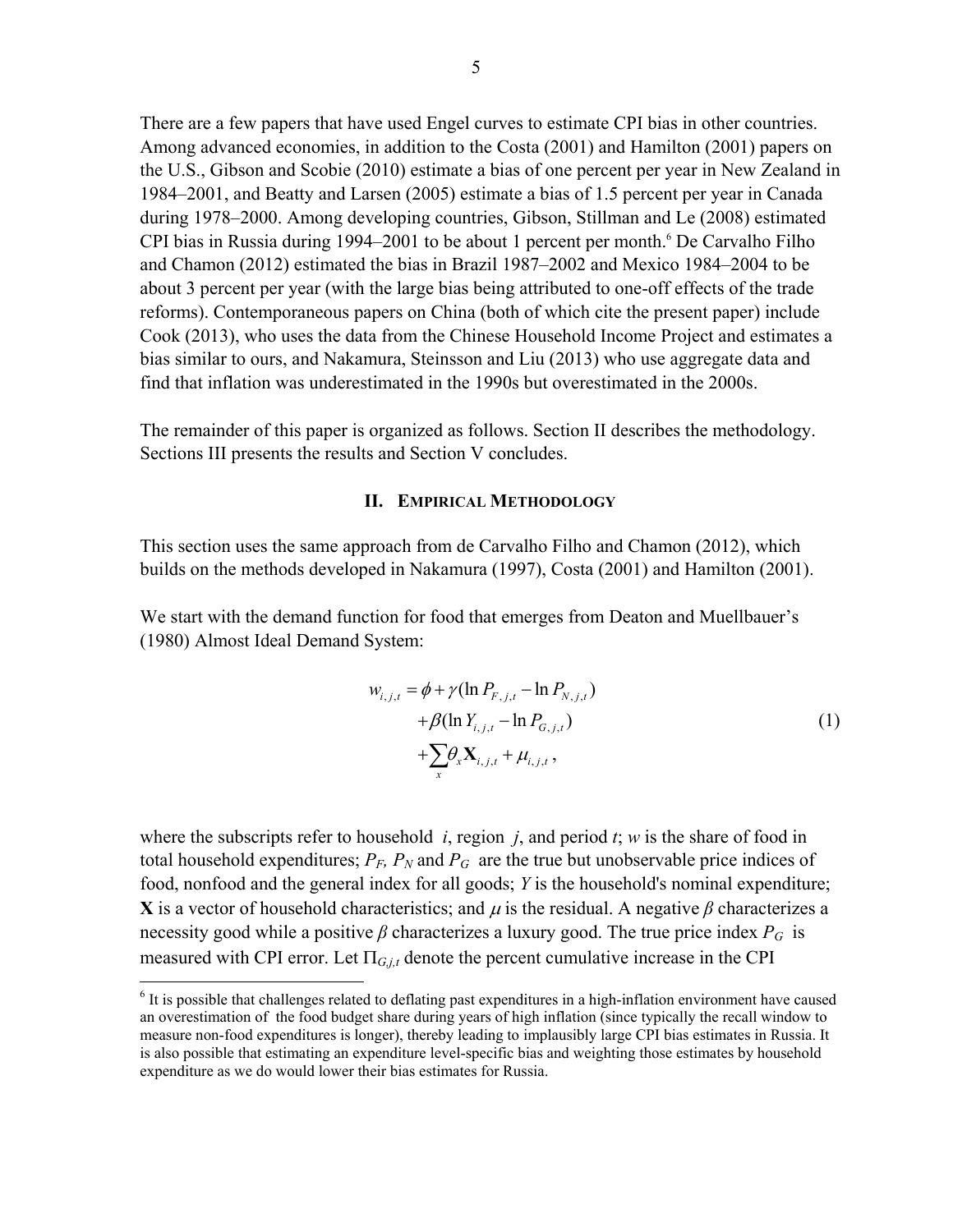There are a few papers that have used Engel curves to estimate CPI bias in other countries. Among advanced economies, in addition to the Costa (2001) and Hamilton (2001) papers on the U.S., Gibson and Scobie (2010) estimate a bias of one percent per year in New Zealand in 1984–2001, and Beatty and Larsen (2005) estimate a bias of 1.5 percent per year in Canada during 1978–2000. Among developing countries, Gibson, Stillman and Le (2008) estimated CPI bias in Russia during 1994–2001 to be about 1 percent per month.[6] De Carvalho Filho and Chamon (2012) estimated the bias in Brazil 1987–2002 and Mexico 1984–2004 to be about 3 percent per year (with the large bias being attributed to one-off effects of the trade reforms). Contemporaneous papers on China (both of which cite the present paper) include Cook (2013), who uses the data from the Chinese Household Income Project and estimates a bias similar to ours, and Nakamura, Steinsson and Liu (2013) who use aggregate data and find that inflation was underestimated in the 1990s but overestimated in the 2000s.

The remainder of this paper is organized as follows. Section II describes the methodology. Sections III presents the results and Section V concludes.

## II. Empirical Methodology

This section uses the same approach from de Carvalho Filho and Chamon (2012), which builds on the methods developed in Nakamura (1997), Costa (2001) and Hamilton (2001).

We start with the demand function for food that emerges from Deaton and Muellbauer's (1980) Almost Ideal Demand System:

$$
\begin{aligned}
w_{i,j,t} = \phi &+ \gamma(\ln P_{F,j,t} - \ln P_{N,j,t}) \\
&+ \beta(\ln Y_{i,j,t} - \ln P_{G,j,t}) \\
&+ \sum_{x} \theta_x \mathbf{X}_{i,j,t} + \mu_{i,j,t} ,
\end{aligned}
\tag{1}
$$

where the subscripts refer to household $i$, region $j$, and period $t$; $w$ is the share of food in total household expenditures; $P_F$, $P_N$ and $P_G$ are the true but unobservable price indices of food, nonfood and the general index for all goods; $Y$ is the household's nominal expenditure; $\mathbf{X}$ is a vector of household characteristics; and $\mu$ is the residual. A negative $\beta$ characterizes a necessity good while a positive $\beta$ characterizes a luxury good. The true price index $P_G$ is measured with CPI error. Let $\Pi_{G,j,t}$ denote the percent cumulative increase in the CPI

[6] It is possible that challenges related to deflating past expenditures in a high-inflation environment have caused an overestimation of the food budget share during years of high inflation (since typically the recall window to measure non-food expenditures is longer), thereby leading to implausibly large CPI bias estimates in Russia. It is also possible that estimating an expenditure level-specific bias and weighting those estimates by household expenditure as we do would lower their bias estimates for Russia.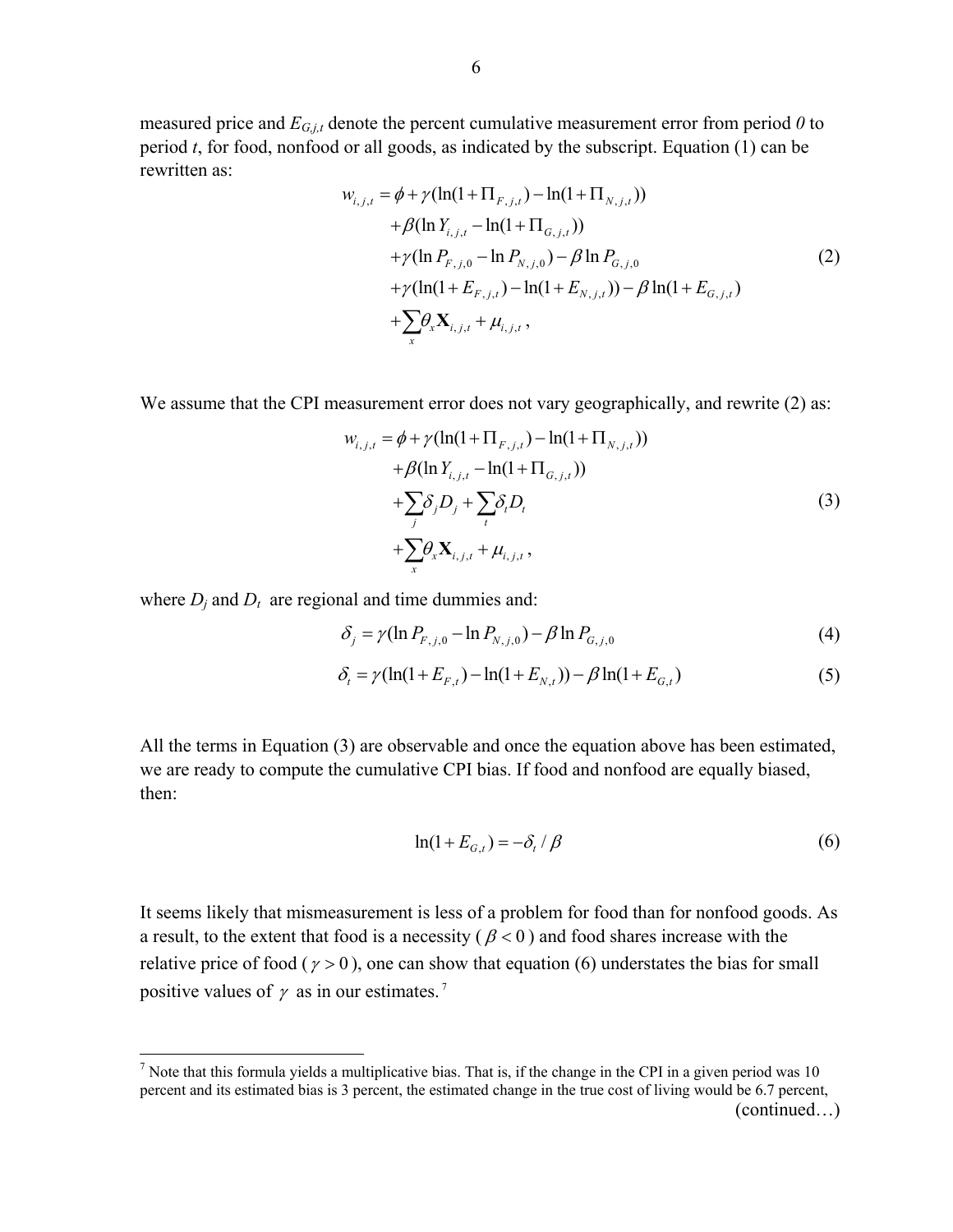measured price and $E_{G,j,t}$ denote the percent cumulative measurement error from period *0* to period *t*, for food, nonfood or all goods, as indicated by the subscript. Equation (1) can be rewritten as:

$$
\begin{aligned}
w_{i,j,t} = {} & \phi + \gamma(\ln(1+\Pi_{F,j,t}) - \ln(1+\Pi_{N,j,t})) \\
& + \beta(\ln Y_{i,j,t} - \ln(1+\Pi_{G,j,t})) \\
& + \gamma(\ln P_{F,j,0} - \ln P_{N,j,0}) - \beta \ln P_{G,j,0} \\
& + \gamma(\ln(1+E_{F,j,t}) - \ln(1+E_{N,j,t})) - \beta \ln(1+E_{G,j,t}) \\
& + \sum_x \theta_x \mathbf{X}_{i,j,t} + \mu_{i,j,t},
\end{aligned} \tag{2}
$$

We assume that the CPI measurement error does not vary geographically, and rewrite (2) as:

$$
\begin{aligned}
w_{i,j,t} = {} & \phi + \gamma(\ln(1+\Pi_{F,j,t}) - \ln(1+\Pi_{N,j,t})) \\
& + \beta(\ln Y_{i,j,t} - \ln(1+\Pi_{G,j,t})) \\
& + \sum_j \delta_j D_j + \sum_t \delta_t D_t \\
& + \sum_x \theta_x \mathbf{X}_{i,j,t} + \mu_{i,j,t},
\end{aligned} \tag{3}
$$

where $D_j$ and $D_t$ are regional and time dummies and:

$$
\delta_j = \gamma(\ln P_{F,j,0} - \ln P_{N,j,0}) - \beta \ln P_{G,j,0} \tag{4}
$$

$$
\delta_t = \gamma(\ln(1+E_{F,t}) - \ln(1+E_{N,t})) - \beta \ln(1+E_{G,t}) \tag{5}
$$

All the terms in Equation (3) are observable and once the equation above has been estimated, we are ready to compute the cumulative CPI bias. If food and nonfood are equally biased, then:

$$
\ln(1+E_{G,t}) = -\delta_t / \beta \tag{6}
$$

It seems likely that mismeasurement is less of a problem for food than for nonfood goods. As a result, to the extent that food is a necessity ( $\beta < 0$ ) and food shares increase with the relative price of food ( $\gamma > 0$ ), one can show that equation (6) understates the bias for small positive values of $\gamma$ as in our estimates.[7]

---

[7] Note that this formula yields a multiplicative bias. That is, if the change in the CPI in a given period was 10 percent and its estimated bias is 3 percent, the estimated change in the true cost of living would be 6.7 percent, (continued…)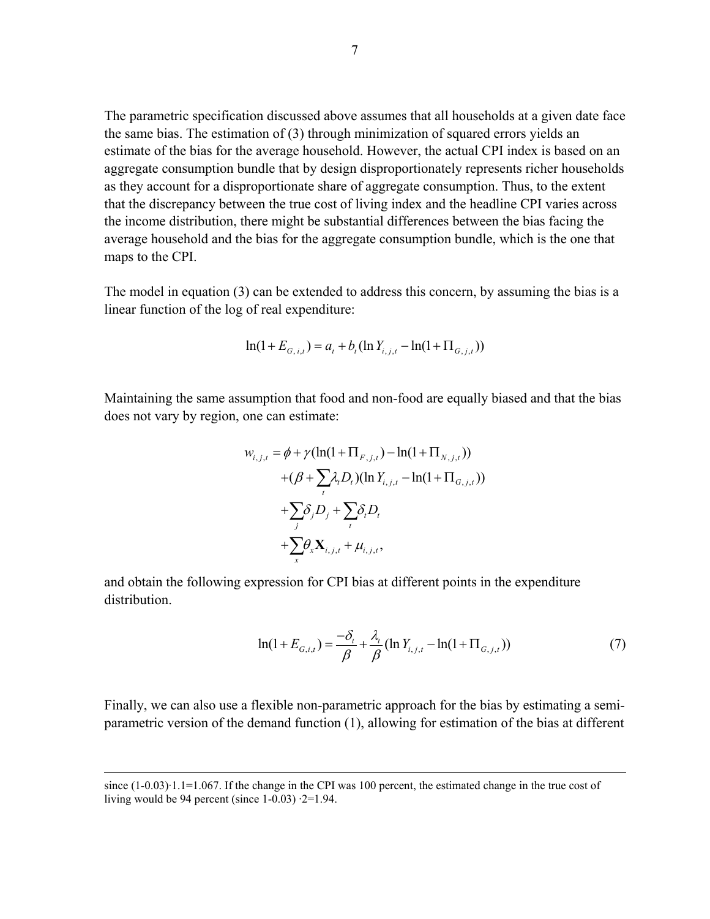The parametric specification discussed above assumes that all households at a given date face the same bias. The estimation of (3) through minimization of squared errors yields an estimate of the bias for the average household. However, the actual CPI index is based on an aggregate consumption bundle that by design disproportionately represents richer households as they account for a disproportionate share of aggregate consumption. Thus, to the extent that the discrepancy between the true cost of living index and the headline CPI varies across the income distribution, there might be substantial differences between the bias facing the average household and the bias for the aggregate consumption bundle, which is the one that maps to the CPI.

The model in equation (3) can be extended to address this concern, by assuming the bias is a linear function of the log of real expenditure:

$$\ln(1+E_{G,i,t}) = a_t + b_t(\ln Y_{i,j,t} - \ln(1+\Pi_{G,j,t}))$$

Maintaining the same assumption that food and non-food are equally biased and that the bias does not vary by region, one can estimate:

$$\begin{aligned}
w_{i,j,t} = {} & \phi + \gamma(\ln(1+\Pi_{F,j,t}) - \ln(1+\Pi_{N,j,t})) \\
& + (\beta + \sum_t \lambda_t D_t)(\ln Y_{i,j,t} - \ln(1+\Pi_{G,j,t})) \\
& + \sum_j \delta_j D_j + \sum_t \delta_t D_t \\
& + \sum_x \theta_x \mathbf{X}_{i,j,t} + \mu_{i,j,t},
\end{aligned}$$

and obtain the following expression for CPI bias at different points in the expenditure distribution.

$$\ln(1+E_{G,i,t}) = \frac{-\delta_t}{\beta} + \frac{\lambda_t}{\beta}(\ln Y_{i,j,t} - \ln(1+\Pi_{G,j,t})) \tag{7}$$

Finally, we can also use a flexible non-parametric approach for the bias by estimating a semi-parametric version of the demand function (1), allowing for estimation of the bias at different

---

since (1-0.03)·1.1=1.067. If the change in the CPI was 100 percent, the estimated change in the true cost of living would be 94 percent (since 1-0.03) ·2=1.94.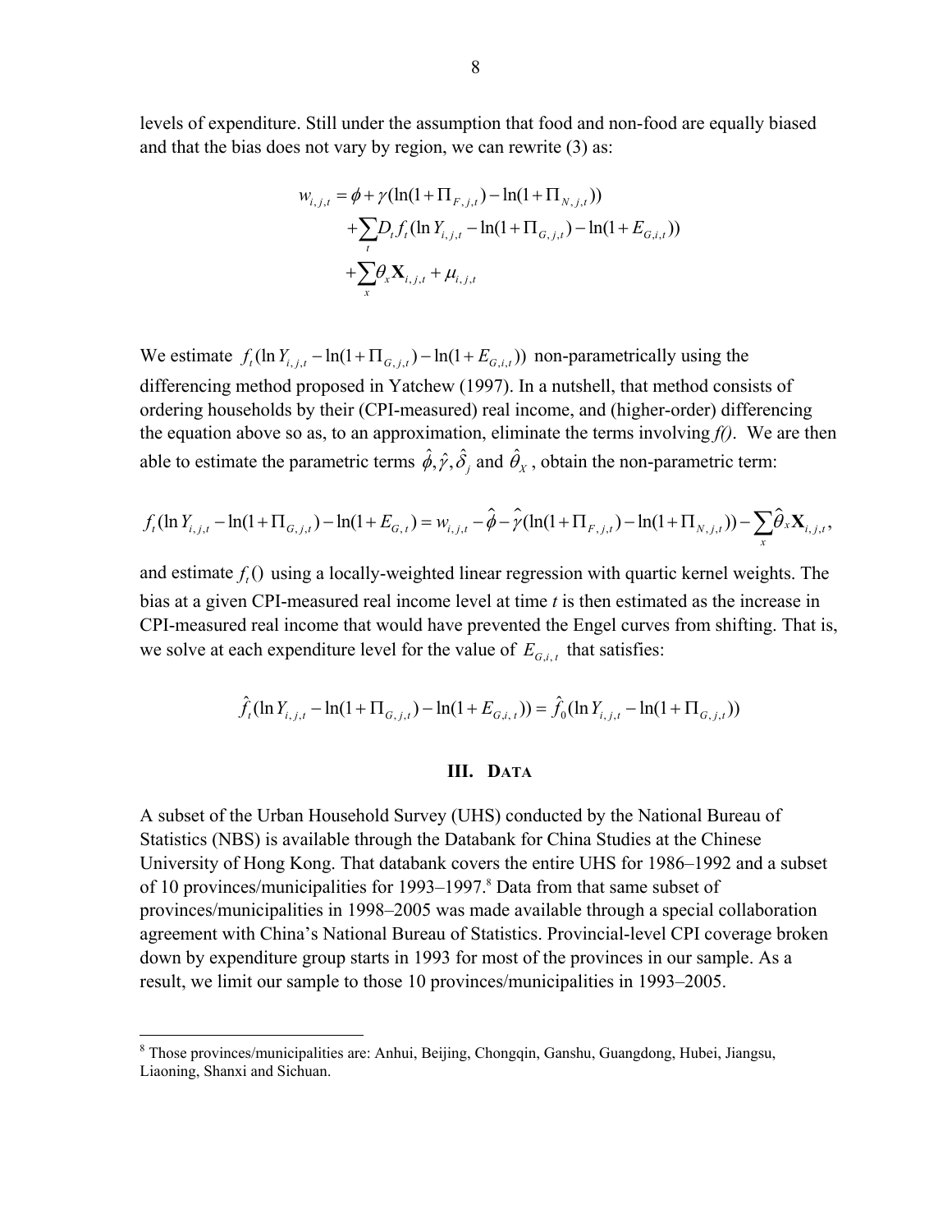levels of expenditure. Still under the assumption that food and non-food are equally biased and that the bias does not vary by region, we can rewrite (3) as:

$$
\begin{aligned}
w_{i,j,t} &= \phi + \gamma(\ln(1+\Pi_{F,j,t}) - \ln(1+\Pi_{N,j,t})) \\
&+ \sum_t D_t f_t(\ln Y_{i,j,t} - \ln(1+\Pi_{G,j,t}) - \ln(1+E_{G,i,t})) \\
&+ \sum_x \theta_x \mathbf{X}_{i,j,t} + \mu_{i,j,t}
\end{aligned}
$$

We estimate $f_t(\ln Y_{i,j,t} - \ln(1+\Pi_{G,j,t}) - \ln(1+E_{G,i,t}))$ non-parametrically using the differencing method proposed in Yatchew (1997). In a nutshell, that method consists of ordering households by their (CPI-measured) real income, and (higher-order) differencing the equation above so as, to an approximation, eliminate the terms involving *f()*. We are then able to estimate the parametric terms $\hat{\phi}, \hat{\gamma}, \hat{\delta}_j$ and $\hat{\theta}_X$, obtain the non-parametric term:

$$
f_t(\ln Y_{i,j,t} - \ln(1+\Pi_{G,j,t}) - \ln(1+E_{G,t}) = w_{i,j,t} - \hat{\phi} - \hat{\gamma}(\ln(1+\Pi_{F,j,t}) - \ln(1+\Pi_{N,j,t})) - \sum_x \hat{\theta}_x \mathbf{X}_{i,j,t},
$$

and estimate $f_t()$ using a locally-weighted linear regression with quartic kernel weights. The bias at a given CPI-measured real income level at time *t* is then estimated as the increase in CPI-measured real income that would have prevented the Engel curves from shifting. That is, we solve at each expenditure level for the value of $E_{G,i,t}$ that satisfies:

$$
\hat{f}_t(\ln Y_{i,j,t} - \ln(1+\Pi_{G,j,t}) - \ln(1+E_{G,i,t})) = \hat{f}_0(\ln Y_{i,j,t} - \ln(1+\Pi_{G,j,t}))
$$

## III. Data

A subset of the Urban Household Survey (UHS) conducted by the National Bureau of Statistics (NBS) is available through the Databank for China Studies at the Chinese University of Hong Kong. That databank covers the entire UHS for 1986–1992 and a subset of 10 provinces/municipalities for 1993–1997.[8] Data from that same subset of provinces/municipalities in 1998–2005 was made available through a special collaboration agreement with China's National Bureau of Statistics. Provincial-level CPI coverage broken down by expenditure group starts in 1993 for most of the provinces in our sample. As a result, we limit our sample to those 10 provinces/municipalities in 1993–2005.

[8] Those provinces/municipalities are: Anhui, Beijing, Chongqin, Ganshu, Guangdong, Hubei, Jiangsu, Liaoning, Shanxi and Sichuan.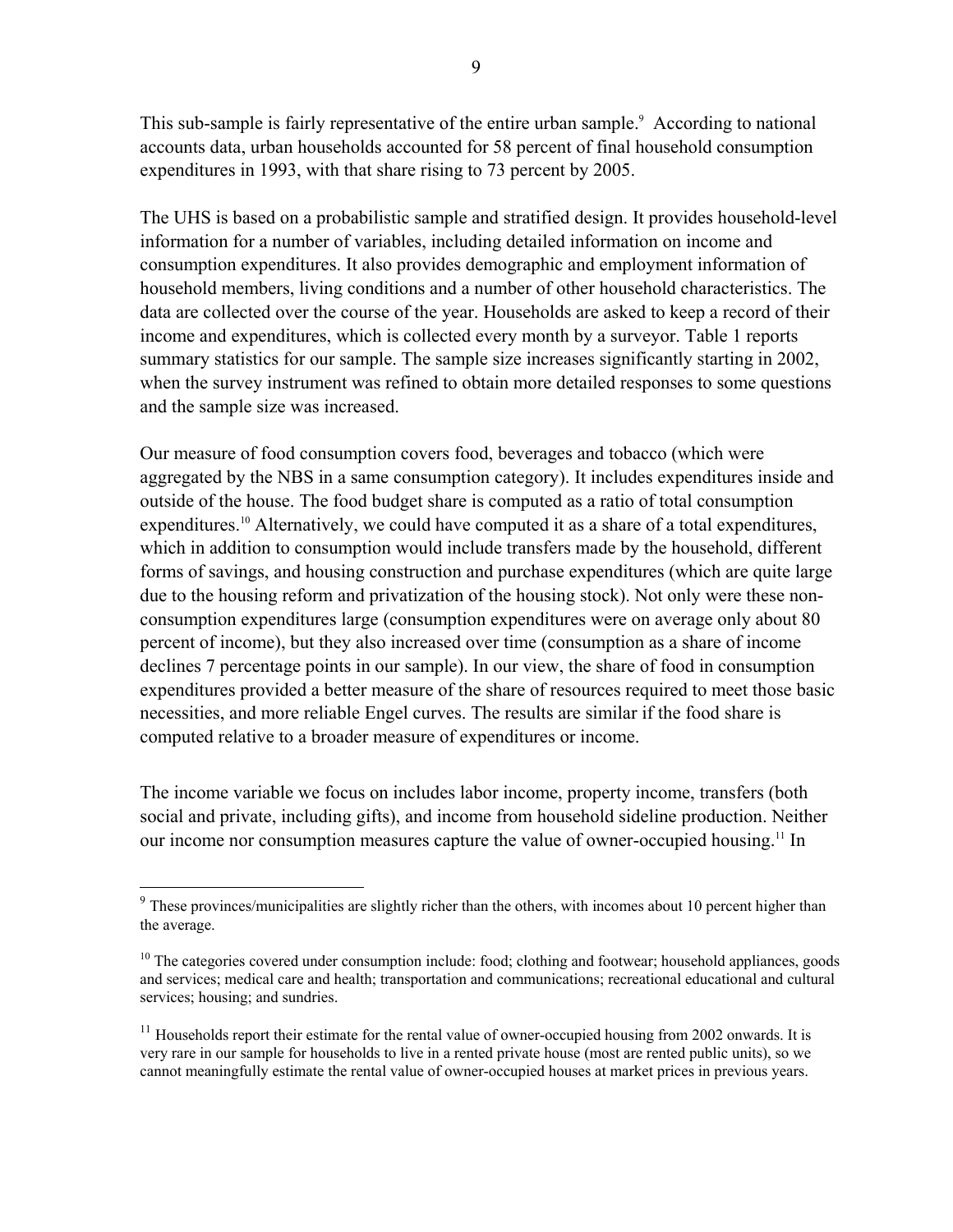This sub-sample is fairly representative of the entire urban sample.[9] According to national accounts data, urban households accounted for 58 percent of final household consumption expenditures in 1993, with that share rising to 73 percent by 2005.

The UHS is based on a probabilistic sample and stratified design. It provides household-level information for a number of variables, including detailed information on income and consumption expenditures. It also provides demographic and employment information of household members, living conditions and a number of other household characteristics. The data are collected over the course of the year. Households are asked to keep a record of their income and expenditures, which is collected every month by a surveyor. Table 1 reports summary statistics for our sample. The sample size increases significantly starting in 2002, when the survey instrument was refined to obtain more detailed responses to some questions and the sample size was increased.

Our measure of food consumption covers food, beverages and tobacco (which were aggregated by the NBS in a same consumption category). It includes expenditures inside and outside of the house. The food budget share is computed as a ratio of total consumption expenditures.[10] Alternatively, we could have computed it as a share of a total expenditures, which in addition to consumption would include transfers made by the household, different forms of savings, and housing construction and purchase expenditures (which are quite large due to the housing reform and privatization of the housing stock). Not only were these non-consumption expenditures large (consumption expenditures were on average only about 80 percent of income), but they also increased over time (consumption as a share of income declines 7 percentage points in our sample). In our view, the share of food in consumption expenditures provided a better measure of the share of resources required to meet those basic necessities, and more reliable Engel curves. The results are similar if the food share is computed relative to a broader measure of expenditures or income.

The income variable we focus on includes labor income, property income, transfers (both social and private, including gifts), and income from household sideline production. Neither our income nor consumption measures capture the value of owner-occupied housing.[11] In

---

[9] These provinces/municipalities are slightly richer than the others, with incomes about 10 percent higher than the average.

[10] The categories covered under consumption include: food; clothing and footwear; household appliances, goods and services; medical care and health; transportation and communications; recreational educational and cultural services; housing; and sundries.

[11] Households report their estimate for the rental value of owner-occupied housing from 2002 onwards. It is very rare in our sample for households to live in a rented private house (most are rented public units), so we cannot meaningfully estimate the rental value of owner-occupied houses at market prices in previous years.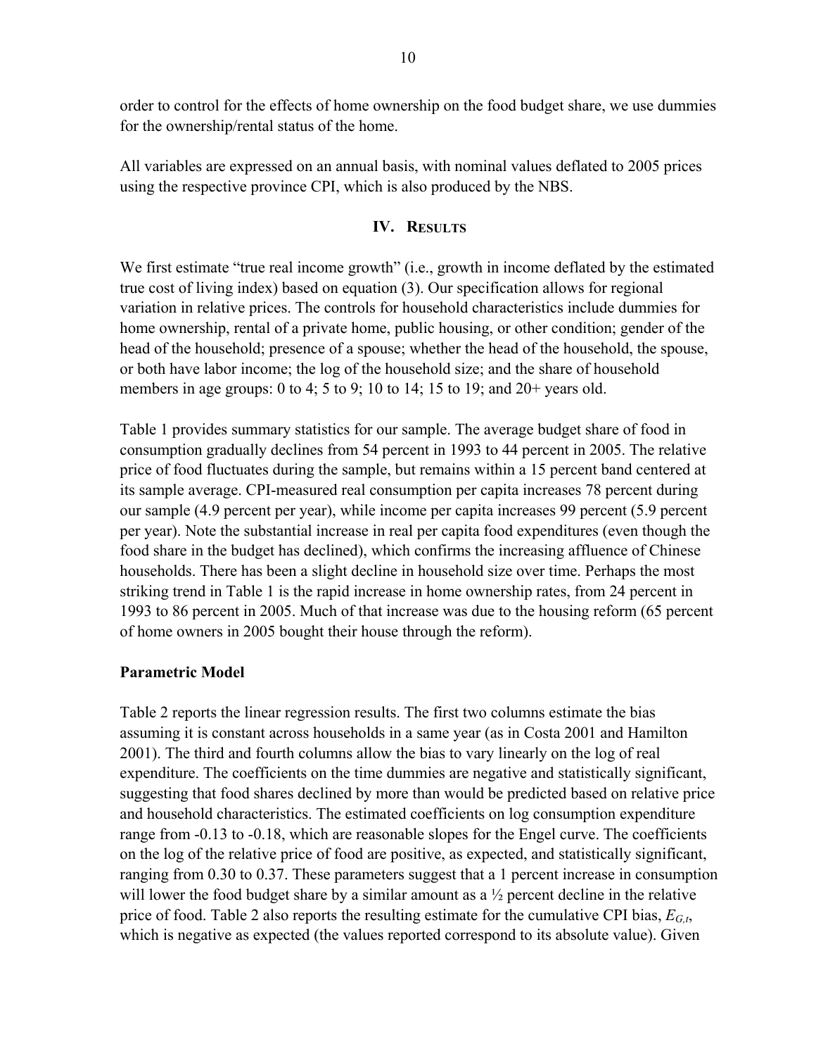order to control for the effects of home ownership on the food budget share, we use dummies for the ownership/rental status of the home.

All variables are expressed on an annual basis, with nominal values deflated to 2005 prices using the respective province CPI, which is also produced by the NBS.

## IV. Results

We first estimate "true real income growth" (i.e., growth in income deflated by the estimated true cost of living index) based on equation (3). Our specification allows for regional variation in relative prices. The controls for household characteristics include dummies for home ownership, rental of a private home, public housing, or other condition; gender of the head of the household; presence of a spouse; whether the head of the household, the spouse, or both have labor income; the log of the household size; and the share of household members in age groups: 0 to 4; 5 to 9; 10 to 14; 15 to 19; and 20+ years old.

Table 1 provides summary statistics for our sample. The average budget share of food in consumption gradually declines from 54 percent in 1993 to 44 percent in 2005. The relative price of food fluctuates during the sample, but remains within a 15 percent band centered at its sample average. CPI-measured real consumption per capita increases 78 percent during our sample (4.9 percent per year), while income per capita increases 99 percent (5.9 percent per year). Note the substantial increase in real per capita food expenditures (even though the food share in the budget has declined), which confirms the increasing affluence of Chinese households. There has been a slight decline in household size over time. Perhaps the most striking trend in Table 1 is the rapid increase in home ownership rates, from 24 percent in 1993 to 86 percent in 2005. Much of that increase was due to the housing reform (65 percent of home owners in 2005 bought their house through the reform).

### Parametric Model

Table 2 reports the linear regression results. The first two columns estimate the bias assuming it is constant across households in a same year (as in Costa 2001 and Hamilton 2001). The third and fourth columns allow the bias to vary linearly on the log of real expenditure. The coefficients on the time dummies are negative and statistically significant, suggesting that food shares declined by more than would be predicted based on relative price and household characteristics. The estimated coefficients on log consumption expenditure range from -0.13 to -0.18, which are reasonable slopes for the Engel curve. The coefficients on the log of the relative price of food are positive, as expected, and statistically significant, ranging from 0.30 to 0.37. These parameters suggest that a 1 percent increase in consumption will lower the food budget share by a similar amount as a ½ percent decline in the relative price of food. Table 2 also reports the resulting estimate for the cumulative CPI bias, $E_{G,t}$, which is negative as expected (the values reported correspond to its absolute value). Given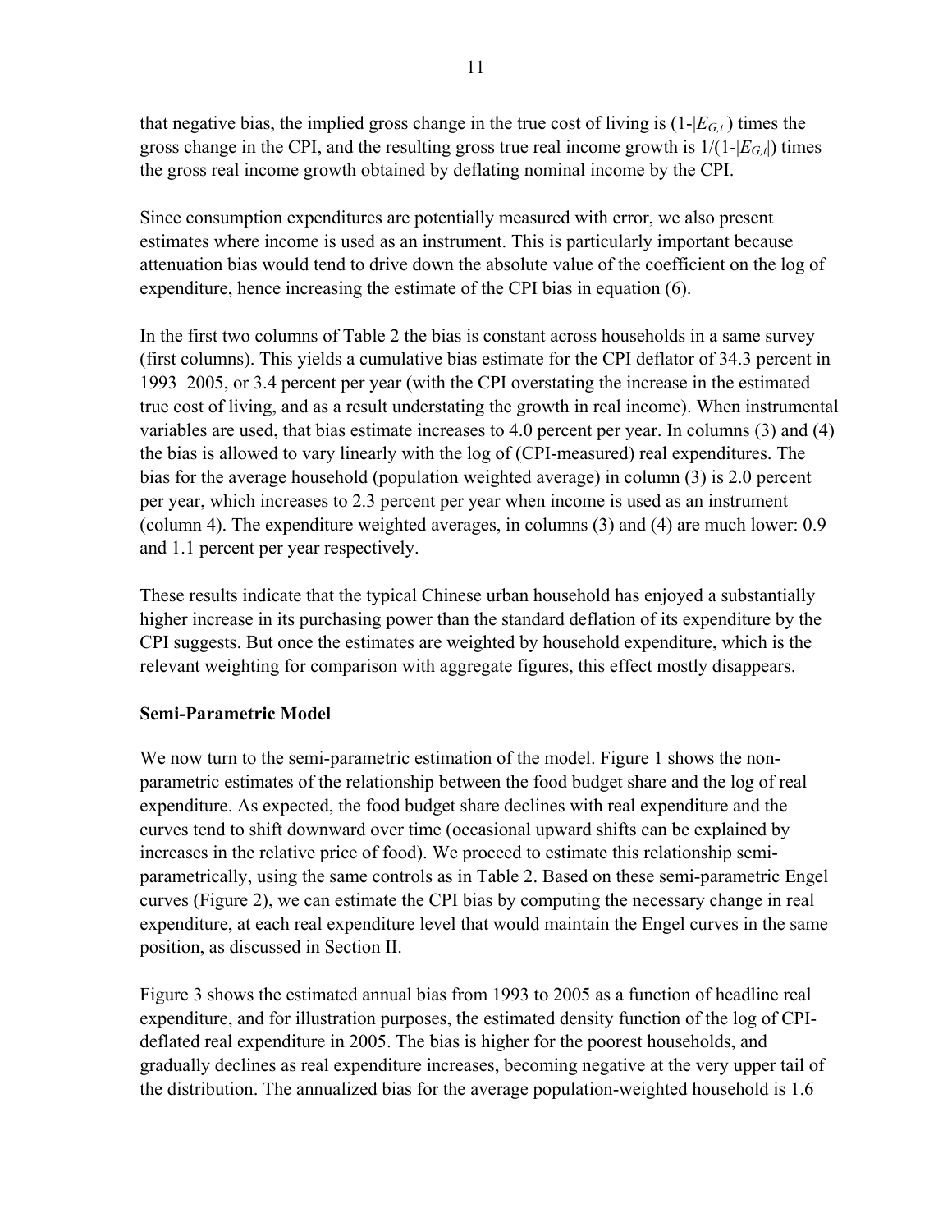that negative bias, the implied gross change in the true cost of living is $(1-|E_{G,t}|)$ times the gross change in the CPI, and the resulting gross true real income growth is $1/(1-|E_{G,t}|)$ times the gross real income growth obtained by deflating nominal income by the CPI.

Since consumption expenditures are potentially measured with error, we also present estimates where income is used as an instrument. This is particularly important because attenuation bias would tend to drive down the absolute value of the coefficient on the log of expenditure, hence increasing the estimate of the CPI bias in equation (6).

In the first two columns of Table 2 the bias is constant across households in a same survey (first columns). This yields a cumulative bias estimate for the CPI deflator of 34.3 percent in 1993–2005, or 3.4 percent per year (with the CPI overstating the increase in the estimated true cost of living, and as a result understating the growth in real income). When instrumental variables are used, that bias estimate increases to 4.0 percent per year. In columns (3) and (4) the bias is allowed to vary linearly with the log of (CPI-measured) real expenditures. The bias for the average household (population weighted average) in column (3) is 2.0 percent per year, which increases to 2.3 percent per year when income is used as an instrument (column 4). The expenditure weighted averages, in columns (3) and (4) are much lower: 0.9 and 1.1 percent per year respectively.

These results indicate that the typical Chinese urban household has enjoyed a substantially higher increase in its purchasing power than the standard deflation of its expenditure by the CPI suggests. But once the estimates are weighted by household expenditure, which is the relevant weighting for comparison with aggregate figures, this effect mostly disappears.

### Semi-Parametric Model

We now turn to the semi-parametric estimation of the model. Figure 1 shows the non-parametric estimates of the relationship between the food budget share and the log of real expenditure. As expected, the food budget share declines with real expenditure and the curves tend to shift downward over time (occasional upward shifts can be explained by increases in the relative price of food). We proceed to estimate this relationship semi-parametrically, using the same controls as in Table 2. Based on these semi-parametric Engel curves (Figure 2), we can estimate the CPI bias by computing the necessary change in real expenditure, at each real expenditure level that would maintain the Engel curves in the same position, as discussed in Section II.

Figure 3 shows the estimated annual bias from 1993 to 2005 as a function of headline real expenditure, and for illustration purposes, the estimated density function of the log of CPI-deflated real expenditure in 2005. The bias is higher for the poorest households, and gradually declines as real expenditure increases, becoming negative at the very upper tail of the distribution. The annualized bias for the average population-weighted household is 1.6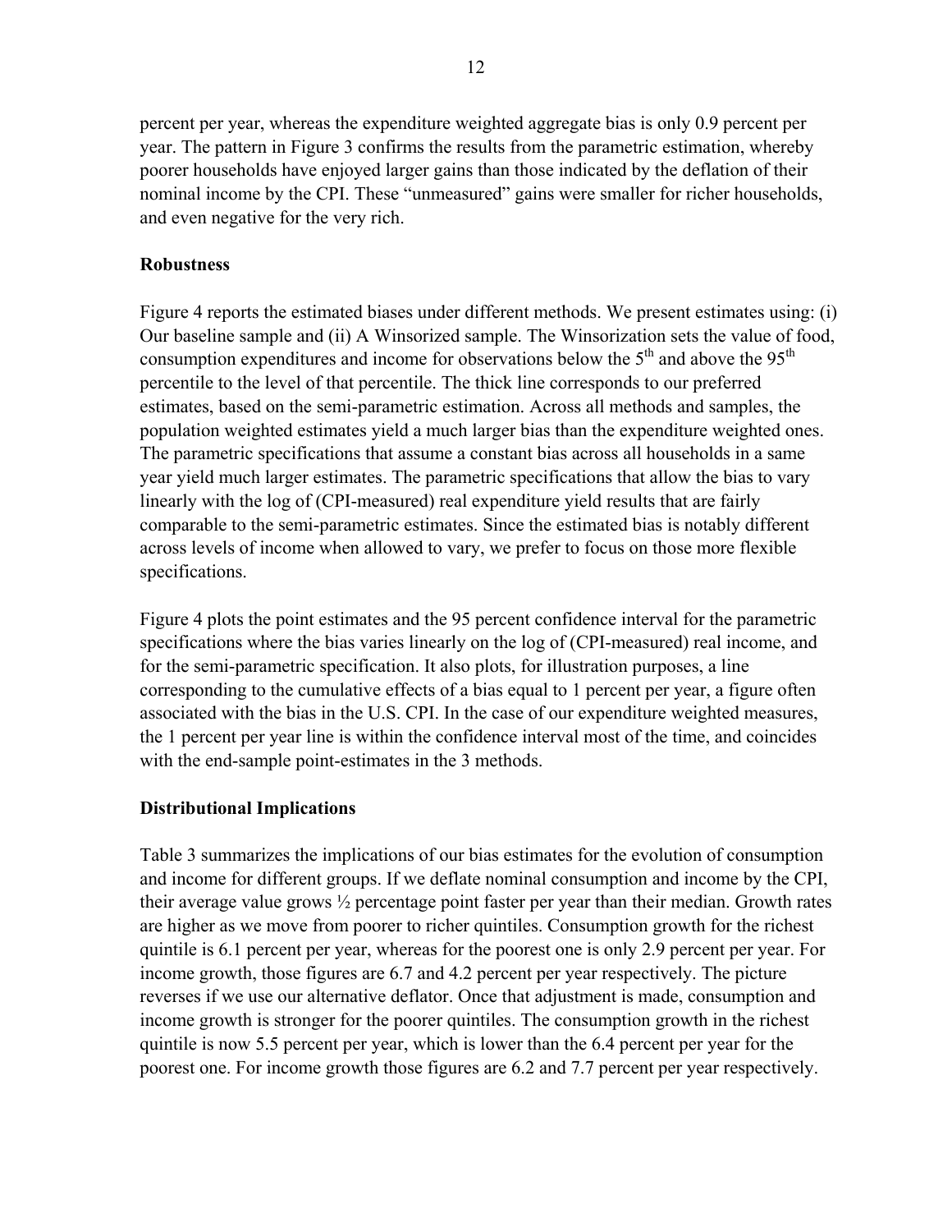percent per year, whereas the expenditure weighted aggregate bias is only 0.9 percent per year. The pattern in Figure 3 confirms the results from the parametric estimation, whereby poorer households have enjoyed larger gains than those indicated by the deflation of their nominal income by the CPI. These "unmeasured" gains were smaller for richer households, and even negative for the very rich.

**Robustness**

Figure 4 reports the estimated biases under different methods. We present estimates using: (i) Our baseline sample and (ii) A Winsorized sample. The Winsorization sets the value of food, consumption expenditures and income for observations below the 5th and above the 95th percentile to the level of that percentile. The thick line corresponds to our preferred estimates, based on the semi-parametric estimation. Across all methods and samples, the population weighted estimates yield a much larger bias than the expenditure weighted ones. The parametric specifications that assume a constant bias across all households in a same year yield much larger estimates. The parametric specifications that allow the bias to vary linearly with the log of (CPI-measured) real expenditure yield results that are fairly comparable to the semi-parametric estimates. Since the estimated bias is notably different across levels of income when allowed to vary, we prefer to focus on those more flexible specifications.

Figure 4 plots the point estimates and the 95 percent confidence interval for the parametric specifications where the bias varies linearly on the log of (CPI-measured) real income, and for the semi-parametric specification. It also plots, for illustration purposes, a line corresponding to the cumulative effects of a bias equal to 1 percent per year, a figure often associated with the bias in the U.S. CPI. In the case of our expenditure weighted measures, the 1 percent per year line is within the confidence interval most of the time, and coincides with the end-sample point-estimates in the 3 methods.

**Distributional Implications**

Table 3 summarizes the implications of our bias estimates for the evolution of consumption and income for different groups. If we deflate nominal consumption and income by the CPI, their average value grows ½ percentage point faster per year than their median. Growth rates are higher as we move from poorer to richer quintiles. Consumption growth for the richest quintile is 6.1 percent per year, whereas for the poorest one is only 2.9 percent per year. For income growth, those figures are 6.7 and 4.2 percent per year respectively. The picture reverses if we use our alternative deflator. Once that adjustment is made, consumption and income growth is stronger for the poorer quintiles. The consumption growth in the richest quintile is now 5.5 percent per year, which is lower than the 6.4 percent per year for the poorest one. For income growth those figures are 6.2 and 7.7 percent per year respectively.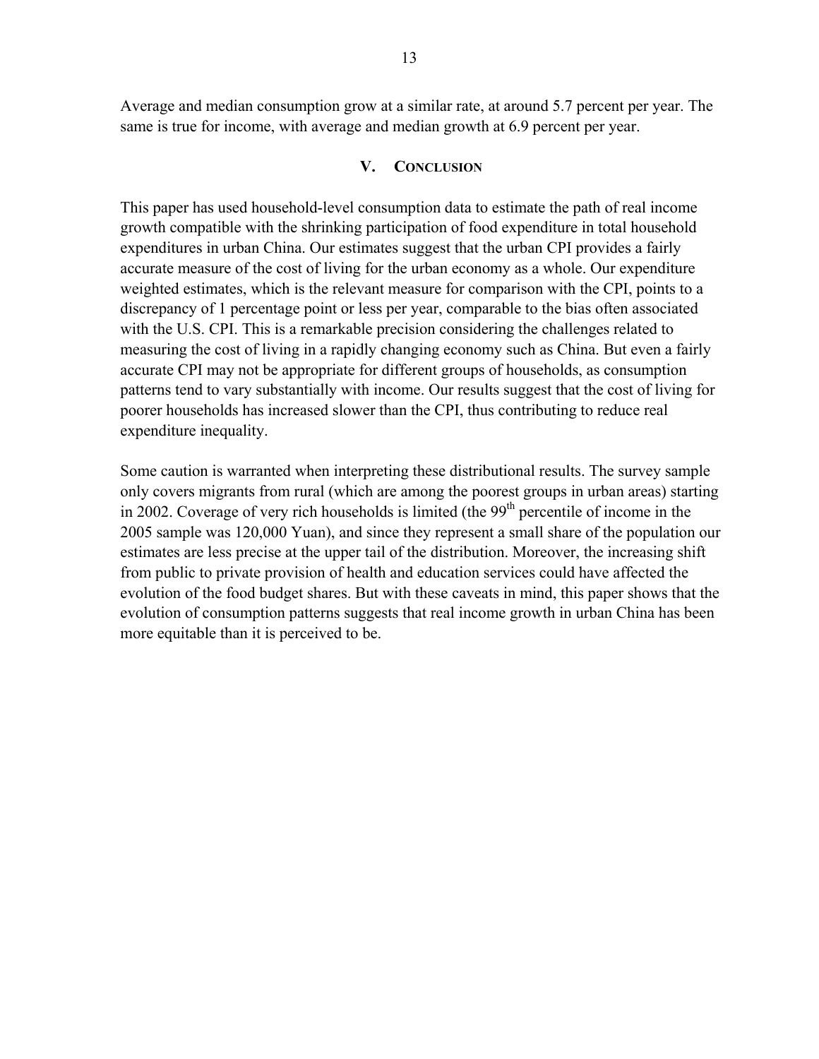Average and median consumption grow at a similar rate, at around 5.7 percent per year. The same is true for income, with average and median growth at 6.9 percent per year.

## V. Conclusion

This paper has used household-level consumption data to estimate the path of real income growth compatible with the shrinking participation of food expenditure in total household expenditures in urban China. Our estimates suggest that the urban CPI provides a fairly accurate measure of the cost of living for the urban economy as a whole. Our expenditure weighted estimates, which is the relevant measure for comparison with the CPI, points to a discrepancy of 1 percentage point or less per year, comparable to the bias often associated with the U.S. CPI. This is a remarkable precision considering the challenges related to measuring the cost of living in a rapidly changing economy such as China. But even a fairly accurate CPI may not be appropriate for different groups of households, as consumption patterns tend to vary substantially with income. Our results suggest that the cost of living for poorer households has increased slower than the CPI, thus contributing to reduce real expenditure inequality.

Some caution is warranted when interpreting these distributional results. The survey sample only covers migrants from rural (which are among the poorest groups in urban areas) starting in 2002. Coverage of very rich households is limited (the 99th percentile of income in the 2005 sample was 120,000 Yuan), and since they represent a small share of the population our estimates are less precise at the upper tail of the distribution. Moreover, the increasing shift from public to private provision of health and education services could have affected the evolution of the food budget shares. But with these caveats in mind, this paper shows that the evolution of consumption patterns suggests that real income growth in urban China has been more equitable than it is perceived to be.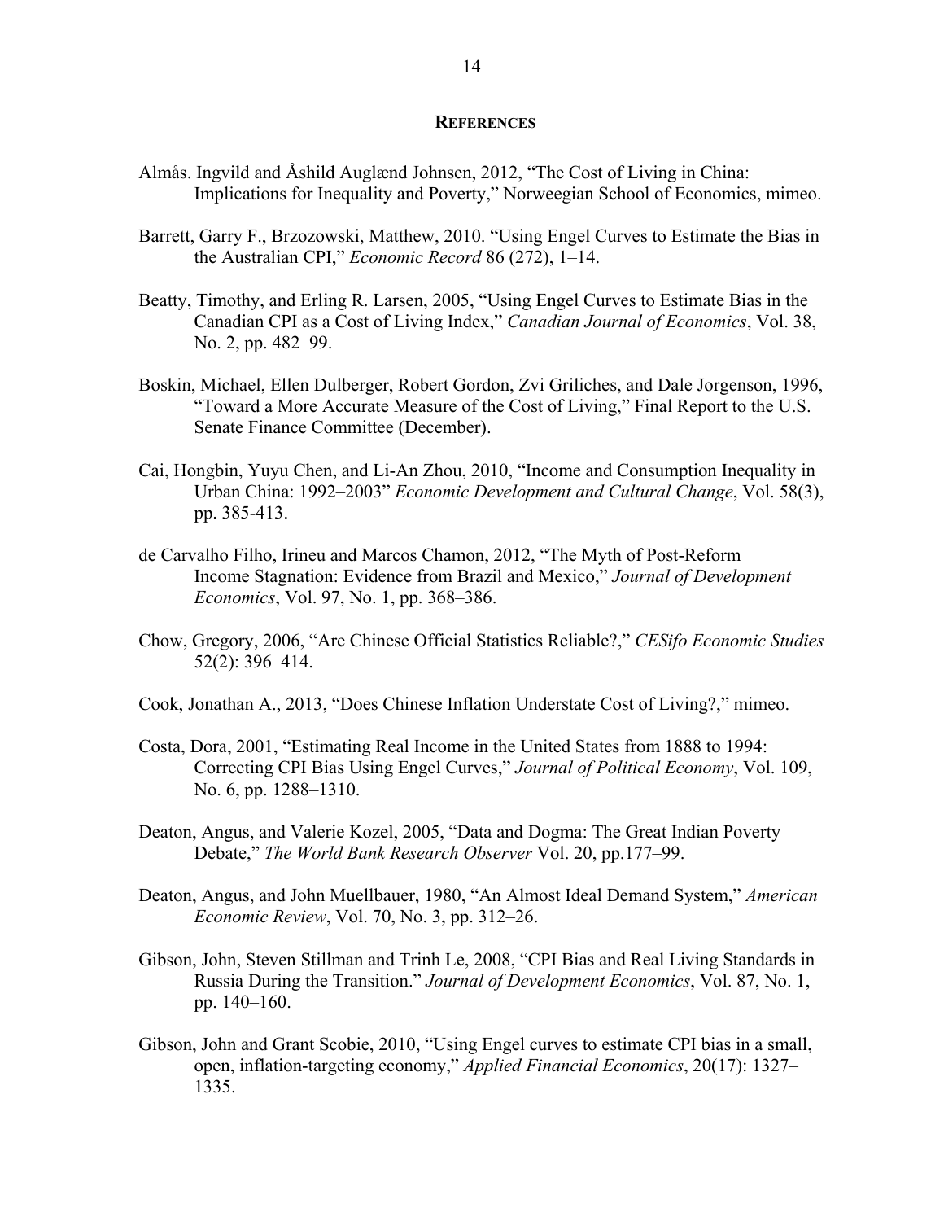## REFERENCES

Almås. Ingvild and Åshild Auglænd Johnsen, 2012, "The Cost of Living in China: Implications for Inequality and Poverty," Norweegian School of Economics, mimeo.

Barrett, Garry F., Brzozowski, Matthew, 2010. "Using Engel Curves to Estimate the Bias in the Australian CPI," *Economic Record* 86 (272), 1–14.

Beatty, Timothy, and Erling R. Larsen, 2005, "Using Engel Curves to Estimate Bias in the Canadian CPI as a Cost of Living Index," *Canadian Journal of Economics*, Vol. 38, No. 2, pp. 482–99.

Boskin, Michael, Ellen Dulberger, Robert Gordon, Zvi Griliches, and Dale Jorgenson, 1996, "Toward a More Accurate Measure of the Cost of Living," Final Report to the U.S. Senate Finance Committee (December).

Cai, Hongbin, Yuyu Chen, and Li-An Zhou, 2010, "Income and Consumption Inequality in Urban China: 1992–2003" *Economic Development and Cultural Change*, Vol. 58(3), pp. 385-413.

de Carvalho Filho, Irineu and Marcos Chamon, 2012, "The Myth of Post-Reform Income Stagnation: Evidence from Brazil and Mexico," *Journal of Development Economics*, Vol. 97, No. 1, pp. 368–386.

Chow, Gregory, 2006, "Are Chinese Official Statistics Reliable?," *CESifo Economic Studies* 52(2): 396–414.

Cook, Jonathan A., 2013, "Does Chinese Inflation Understate Cost of Living?," mimeo.

Costa, Dora, 2001, "Estimating Real Income in the United States from 1888 to 1994: Correcting CPI Bias Using Engel Curves," *Journal of Political Economy*, Vol. 109, No. 6, pp. 1288–1310.

Deaton, Angus, and Valerie Kozel, 2005, "Data and Dogma: The Great Indian Poverty Debate," *The World Bank Research Observer* Vol. 20, pp.177–99.

Deaton, Angus, and John Muellbauer, 1980, "An Almost Ideal Demand System," *American Economic Review*, Vol. 70, No. 3, pp. 312–26.

Gibson, John, Steven Stillman and Trinh Le, 2008, "CPI Bias and Real Living Standards in Russia During the Transition." *Journal of Development Economics*, Vol. 87, No. 1, pp. 140–160.

Gibson, John and Grant Scobie, 2010, "Using Engel curves to estimate CPI bias in a small, open, inflation-targeting economy," *Applied Financial Economics*, 20(17): 1327–1335.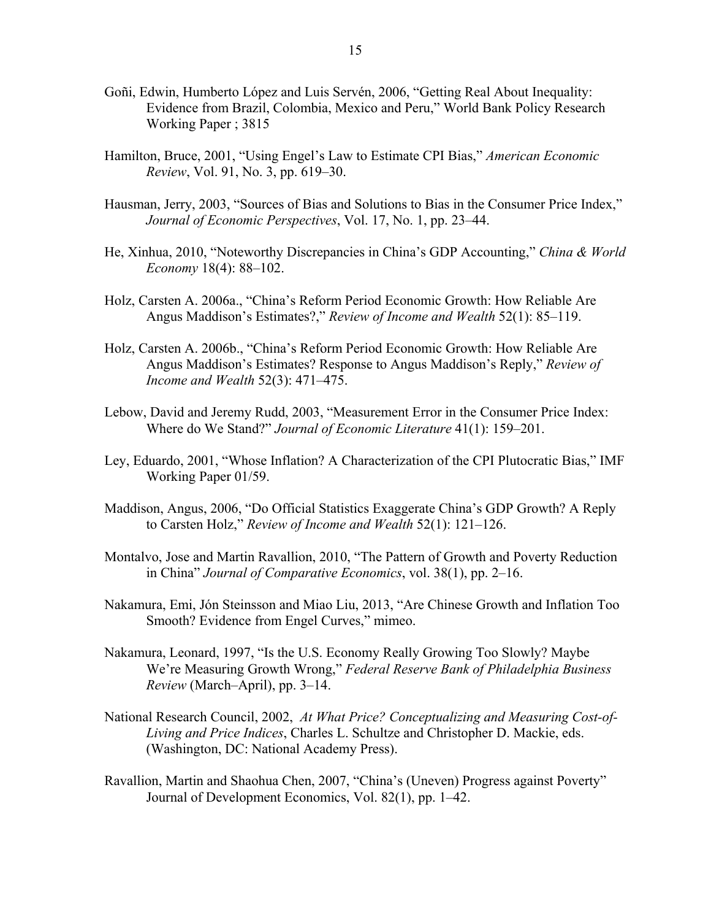Goñi, Edwin, Humberto López and Luis Servén, 2006, "Getting Real About Inequality: Evidence from Brazil, Colombia, Mexico and Peru," World Bank Policy Research Working Paper ; 3815

Hamilton, Bruce, 2001, "Using Engel's Law to Estimate CPI Bias," *American Economic Review*, Vol. 91, No. 3, pp. 619–30.

Hausman, Jerry, 2003, "Sources of Bias and Solutions to Bias in the Consumer Price Index," *Journal of Economic Perspectives*, Vol. 17, No. 1, pp. 23–44.

He, Xinhua, 2010, "Noteworthy Discrepancies in China's GDP Accounting," *China & World Economy* 18(4): 88–102.

Holz, Carsten A. 2006a., "China's Reform Period Economic Growth: How Reliable Are Angus Maddison's Estimates?," *Review of Income and Wealth* 52(1): 85–119.

Holz, Carsten A. 2006b., "China's Reform Period Economic Growth: How Reliable Are Angus Maddison's Estimates? Response to Angus Maddison's Reply," *Review of Income and Wealth* 52(3): 471–475.

Lebow, David and Jeremy Rudd, 2003, "Measurement Error in the Consumer Price Index: Where do We Stand?" *Journal of Economic Literature* 41(1): 159–201.

Ley, Eduardo, 2001, "Whose Inflation? A Characterization of the CPI Plutocratic Bias," IMF Working Paper 01/59.

Maddison, Angus, 2006, "Do Official Statistics Exaggerate China's GDP Growth? A Reply to Carsten Holz," *Review of Income and Wealth* 52(1): 121–126.

Montalvo, Jose and Martin Ravallion, 2010, "The Pattern of Growth and Poverty Reduction in China" *Journal of Comparative Economics*, vol. 38(1), pp. 2–16.

Nakamura, Emi, Jón Steinsson and Miao Liu, 2013, "Are Chinese Growth and Inflation Too Smooth? Evidence from Engel Curves," mimeo.

Nakamura, Leonard, 1997, "Is the U.S. Economy Really Growing Too Slowly? Maybe We're Measuring Growth Wrong," *Federal Reserve Bank of Philadelphia Business Review* (March–April), pp. 3–14.

National Research Council, 2002, *At What Price? Conceptualizing and Measuring Cost-of-Living and Price Indices*, Charles L. Schultze and Christopher D. Mackie, eds. (Washington, DC: National Academy Press).

Ravallion, Martin and Shaohua Chen, 2007, "China's (Uneven) Progress against Poverty" Journal of Development Economics, Vol. 82(1), pp. 1–42.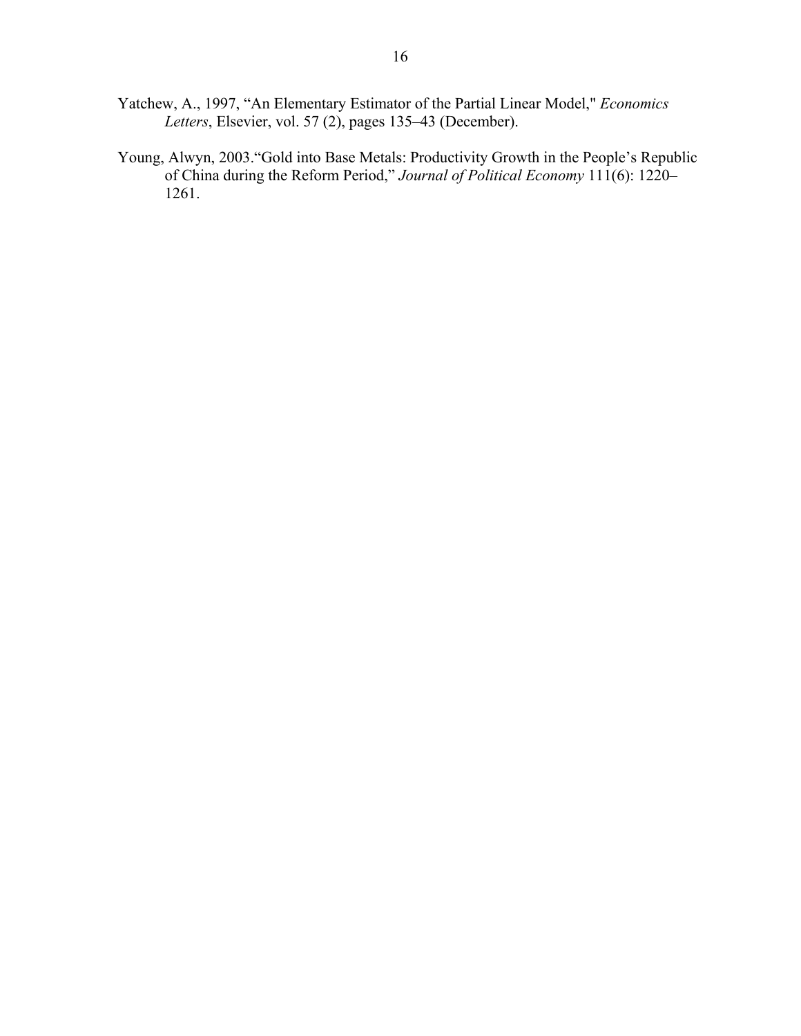Yatchew, A., 1997, "An Elementary Estimator of the Partial Linear Model," *Economics Letters*, Elsevier, vol. 57 (2), pages 135–43 (December).

Young, Alwyn, 2003."Gold into Base Metals: Productivity Growth in the People's Republic of China during the Reform Period," *Journal of Political Economy* 111(6): 1220–1261.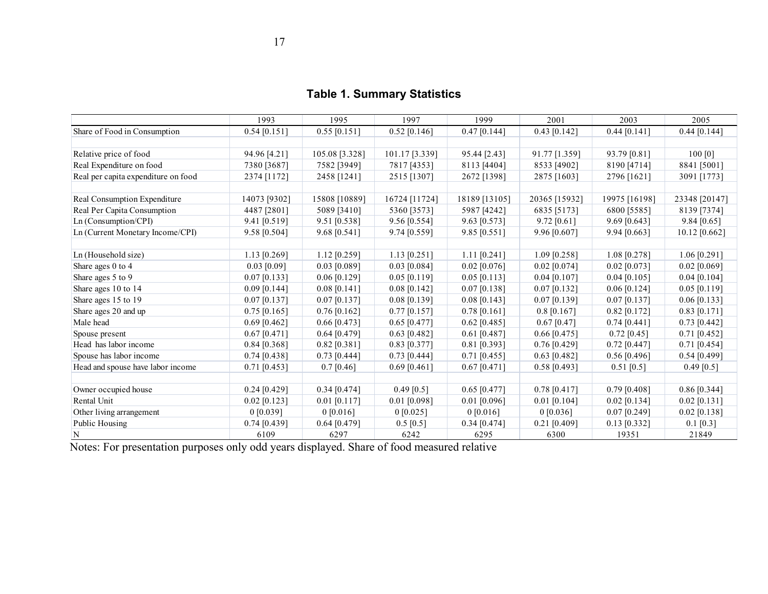**Table 1. Summary Statistics**

| | 1993 | 1995 | 1997 | 1999 | 2001 | 2003 | 2005 |
|---|---|---|---|---|---|---|---|
| Share of Food in Consumption | 0.54 [0.151] | 0.55 [0.151] | 0.52 [0.146] | 0.47 [0.144] | 0.43 [0.142] | 0.44 [0.141] | 0.44 [0.144] |
| | | | | | | | |
| Relative price of food | 94.96 [4.21] | 105.08 [3.328] | 101.17 [3.339] | 95.44 [2.43] | 91.77 [1.359] | 93.79 [0.81] | 100 [0] |
| Real Expenditure on food | 7380 [3687] | 7582 [3949] | 7817 [4353] | 8113 [4404] | 8533 [4902] | 8190 [4714] | 8841 [5001] |
| Real per capita expenditure on food | 2374 [1172] | 2458 [1241] | 2515 [1307] | 2672 [1398] | 2875 [1603] | 2796 [1621] | 3091 [1773] |
| | | | | | | | |
| Real Consumption Expenditure | 14073 [9302] | 15808 [10889] | 16724 [11724] | 18189 [13105] | 20365 [15932] | 19975 [16198] | 23348 [20147] |
| Real Per Capita Consumption | 4487 [2801] | 5089 [3410] | 5360 [3573] | 5987 [4242] | 6835 [5173] | 6800 [5585] | 8139 [7374] |
| Ln (Consumption/CPI) | 9.41 [0.519] | 9.51 [0.538] | 9.56 [0.554] | 9.63 [0.573] | 9.72 [0.61] | 9.69 [0.643] | 9.84 [0.65] |
| Ln (Current Monetary Income/CPI) | 9.58 [0.504] | 9.68 [0.541] | 9.74 [0.559] | 9.85 [0.551] | 9.96 [0.607] | 9.94 [0.663] | 10.12 [0.662] |
| | | | | | | | |
| Ln (Household size) | 1.13 [0.269] | 1.12 [0.259] | 1.13 [0.251] | 1.11 [0.241] | 1.09 [0.258] | 1.08 [0.278] | 1.06 [0.291] |
| Share ages 0 to 4 | 0.03 [0.09] | 0.03 [0.089] | 0.03 [0.084] | 0.02 [0.076] | 0.02 [0.074] | 0.02 [0.073] | 0.02 [0.069] |
| Share ages 5 to 9 | 0.07 [0.133] | 0.06 [0.129] | 0.05 [0.119] | 0.05 [0.113] | 0.04 [0.107] | 0.04 [0.105] | 0.04 [0.104] |
| Share ages 10 to 14 | 0.09 [0.144] | 0.08 [0.141] | 0.08 [0.142] | 0.07 [0.138] | 0.07 [0.132] | 0.06 [0.124] | 0.05 [0.119] |
| Share ages 15 to 19 | 0.07 [0.137] | 0.07 [0.137] | 0.08 [0.139] | 0.08 [0.143] | 0.07 [0.139] | 0.07 [0.137] | 0.06 [0.133] |
| Share ages 20 and up | 0.75 [0.165] | 0.76 [0.162] | 0.77 [0.157] | 0.78 [0.161] | 0.8 [0.167] | 0.82 [0.172] | 0.83 [0.171] |
| Male head | 0.69 [0.462] | 0.66 [0.473] | 0.65 [0.477] | 0.62 [0.485] | 0.67 [0.47] | 0.74 [0.441] | 0.73 [0.442] |
| Spouse present | 0.67 [0.471] | 0.64 [0.479] | 0.63 [0.482] | 0.61 [0.487] | 0.66 [0.475] | 0.72 [0.45] | 0.71 [0.452] |
| Head has labor income | 0.84 [0.368] | 0.82 [0.381] | 0.83 [0.377] | 0.81 [0.393] | 0.76 [0.429] | 0.72 [0.447] | 0.71 [0.454] |
| Spouse has labor income | 0.74 [0.438] | 0.73 [0.444] | 0.73 [0.444] | 0.71 [0.455] | 0.63 [0.482] | 0.56 [0.496] | 0.54 [0.499] |
| Head and spouse have labor income | 0.71 [0.453] | 0.7 [0.46] | 0.69 [0.461] | 0.67 [0.471] | 0.58 [0.493] | 0.51 [0.5] | 0.49 [0.5] |
| | | | | | | | |
| Owner occupied house | 0.24 [0.429] | 0.34 [0.474] | 0.49 [0.5] | 0.65 [0.477] | 0.78 [0.417] | 0.79 [0.408] | 0.86 [0.344] |
| Rental Unit | 0.02 [0.123] | 0.01 [0.117] | 0.01 [0.098] | 0.01 [0.096] | 0.01 [0.104] | 0.02 [0.134] | 0.02 [0.131] |
| Other living arrangement | 0 [0.039] | 0 [0.016] | 0 [0.025] | 0 [0.016] | 0 [0.036] | 0.07 [0.249] | 0.02 [0.138] |
| Public Housing | 0.74 [0.439] | 0.64 [0.479] | 0.5 [0.5] | 0.34 [0.474] | 0.21 [0.409] | 0.13 [0.332] | 0.1 [0.3] |
| N | 6109 | 6297 | 6242 | 6295 | 6300 | 19351 | 21849 |

Notes: For presentation purposes only odd years displayed. Share of food measured relative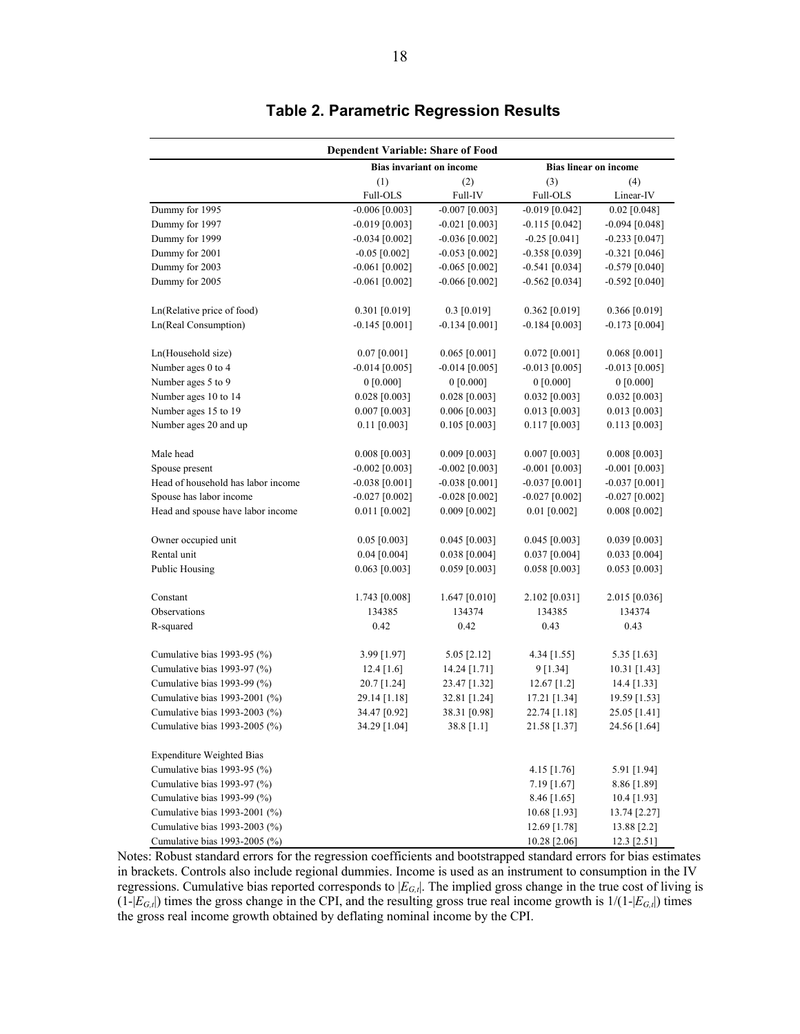## Table 2. Parametric Regression Results

| Dependent Variable: Share of Food | | | | |
|---|---|---|---|---|
| | Bias invariant on income | | Bias linear on income | |
| | (1) | (2) | (3) | (4) |
| | Full-OLS | Full-IV | Full-OLS | Linear-IV |
| Dummy for 1995 | -0.006 [0.003] | -0.007 [0.003] | -0.019 [0.042] | 0.02 [0.048] |
| Dummy for 1997 | -0.019 [0.003] | -0.021 [0.003] | -0.115 [0.042] | -0.094 [0.048] |
| Dummy for 1999 | -0.034 [0.002] | -0.036 [0.002] | -0.25 [0.041] | -0.233 [0.047] |
| Dummy for 2001 | -0.05 [0.002] | -0.053 [0.002] | -0.358 [0.039] | -0.321 [0.046] |
| Dummy for 2003 | -0.061 [0.002] | -0.065 [0.002] | -0.541 [0.034] | -0.579 [0.040] |
| Dummy for 2005 | -0.061 [0.002] | -0.066 [0.002] | -0.562 [0.034] | -0.592 [0.040] |
| | | | | |
| Ln(Relative price of food) | 0.301 [0.019] | 0.3 [0.019] | 0.362 [0.019] | 0.366 [0.019] |
| Ln(Real Consumption) | -0.145 [0.001] | -0.134 [0.001] | -0.184 [0.003] | -0.173 [0.004] |
| | | | | |
| Ln(Household size) | 0.07 [0.001] | 0.065 [0.001] | 0.072 [0.001] | 0.068 [0.001] |
| Number ages 0 to 4 | -0.014 [0.005] | -0.014 [0.005] | -0.013 [0.005] | -0.013 [0.005] |
| Number ages 5 to 9 | 0 [0.000] | 0 [0.000] | 0 [0.000] | 0 [0.000] |
| Number ages 10 to 14 | 0.028 [0.003] | 0.028 [0.003] | 0.032 [0.003] | 0.032 [0.003] |
| Number ages 15 to 19 | 0.007 [0.003] | 0.006 [0.003] | 0.013 [0.003] | 0.013 [0.003] |
| Number ages 20 and up | 0.11 [0.003] | 0.105 [0.003] | 0.117 [0.003] | 0.113 [0.003] |
| | | | | |
| Male head | 0.008 [0.003] | 0.009 [0.003] | 0.007 [0.003] | 0.008 [0.003] |
| Spouse present | -0.002 [0.003] | -0.002 [0.003] | -0.001 [0.003] | -0.001 [0.003] |
| Head of household has labor income | -0.038 [0.001] | -0.038 [0.001] | -0.037 [0.001] | -0.037 [0.001] |
| Spouse has labor income | -0.027 [0.002] | -0.028 [0.002] | -0.027 [0.002] | -0.027 [0.002] |
| Head and spouse have labor income | 0.011 [0.002] | 0.009 [0.002] | 0.01 [0.002] | 0.008 [0.002] |
| | | | | |
| Owner occupied unit | 0.05 [0.003] | 0.045 [0.003] | 0.045 [0.003] | 0.039 [0.003] |
| Rental unit | 0.04 [0.004] | 0.038 [0.004] | 0.037 [0.004] | 0.033 [0.004] |
| Public Housing | 0.063 [0.003] | 0.059 [0.003] | 0.058 [0.003] | 0.053 [0.003] |
| | | | | |
| Constant | 1.743 [0.008] | 1.647 [0.010] | 2.102 [0.031] | 2.015 [0.036] |
| Observations | 134385 | 134374 | 134385 | 134374 |
| R-squared | 0.42 | 0.42 | 0.43 | 0.43 |
| | | | | |
| Cumulative bias 1993-95 (%) | 3.99 [1.97] | 5.05 [2.12] | 4.34 [1.55] | 5.35 [1.63] |
| Cumulative bias 1993-97 (%) | 12.4 [1.6] | 14.24 [1.71] | 9 [1.34] | 10.31 [1.43] |
| Cumulative bias 1993-99 (%) | 20.7 [1.24] | 23.47 [1.32] | 12.67 [1.2] | 14.4 [1.33] |
| Cumulative bias 1993-2001 (%) | 29.14 [1.18] | 32.81 [1.24] | 17.21 [1.34] | 19.59 [1.53] |
| Cumulative bias 1993-2003 (%) | 34.47 [0.92] | 38.31 [0.98] | 22.74 [1.18] | 25.05 [1.41] |
| Cumulative bias 1993-2005 (%) | 34.29 [1.04] | 38.8 [1.1] | 21.58 [1.37] | 24.56 [1.64] |
| | | | | |
| Expenditure Weighted Bias | | | | |
| Cumulative bias 1993-95 (%) | | | 4.15 [1.76] | 5.91 [1.94] |
| Cumulative bias 1993-97 (%) | | | 7.19 [1.67] | 8.86 [1.89] |
| Cumulative bias 1993-99 (%) | | | 8.46 [1.65] | 10.4 [1.93] |
| Cumulative bias 1993-2001 (%) | | | 10.68 [1.93] | 13.74 [2.27] |
| Cumulative bias 1993-2003 (%) | | | 12.69 [1.78] | 13.88 [2.2] |
| Cumulative bias 1993-2005 (%) | | | 10.28 [2.06] | 12.3 [2.51] |

Notes: Robust standard errors for the regression coefficients and bootstrapped standard errors for bias estimates in brackets. Controls also include regional dummies. Income is used as an instrument to consumption in the IV regressions. Cumulative bias reported corresponds to $|E_{G,t}|$. The implied gross change in the true cost of living is $(1-|E_{G,t}|)$ times the gross change in the CPI, and the resulting gross true real income growth is $1/(1-|E_{G,t}|)$ times the gross real income growth obtained by deflating nominal income by the CPI.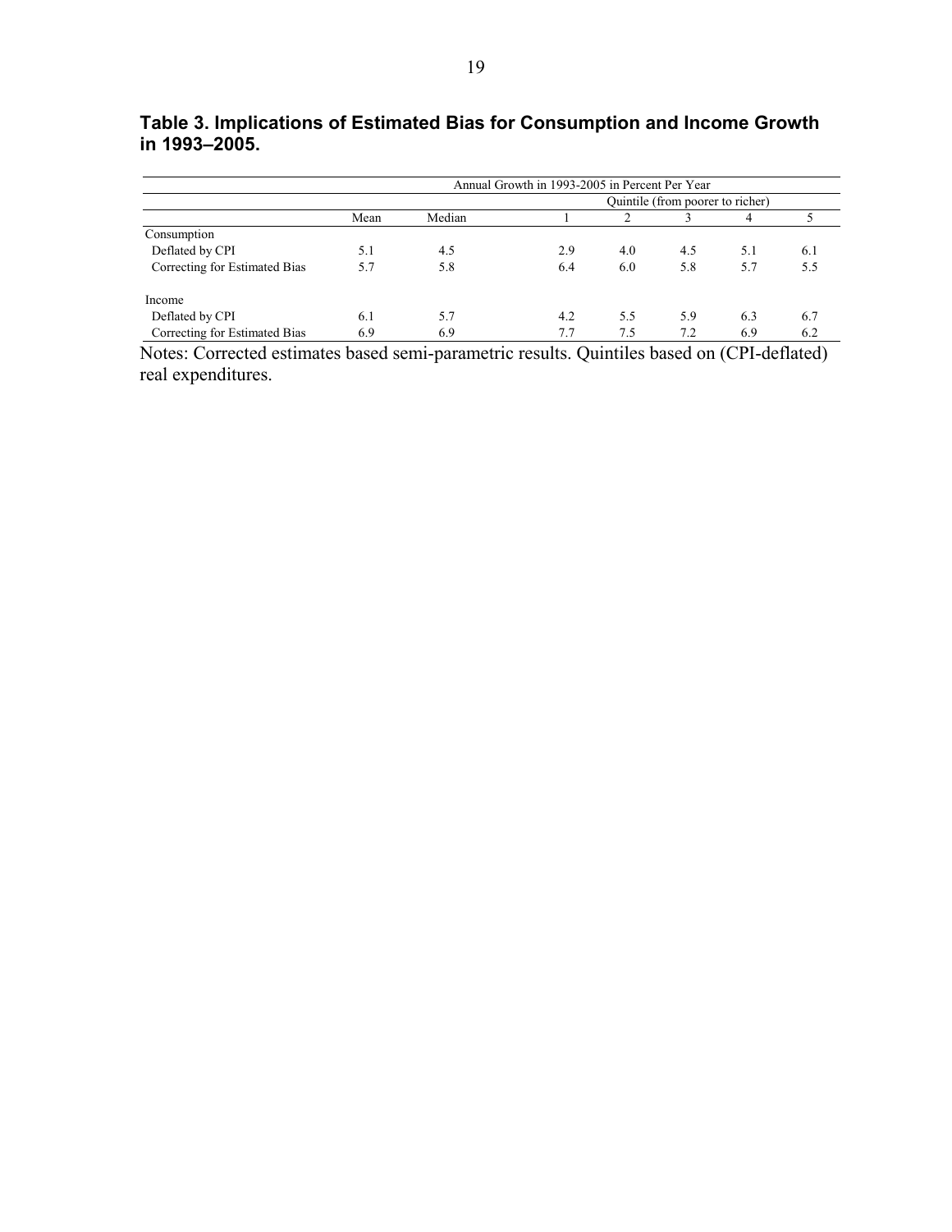**Table 3. Implications of Estimated Bias for Consumption and Income Growth in 1993–2005.**

| | Annual Growth in 1993-2005 in Percent Per Year | | | | | | |
|---|---|---|---|---|---|---|---|
| | | | Quintile (from poorer to richer) | | | | |
| | Mean | Median | 1 | 2 | 3 | 4 | 5 |
| Consumption | | | | | | | |
| Deflated by CPI | 5.1 | 4.5 | 2.9 | 4.0 | 4.5 | 5.1 | 6.1 |
| Correcting for Estimated Bias | 5.7 | 5.8 | 6.4 | 6.0 | 5.8 | 5.7 | 5.5 |
| Income | | | | | | | |
| Deflated by CPI | 6.1 | 5.7 | 4.2 | 5.5 | 5.9 | 6.3 | 6.7 |
| Correcting for Estimated Bias | 6.9 | 6.9 | 7.7 | 7.5 | 7.2 | 6.9 | 6.2 |

Notes: Corrected estimates based semi-parametric results. Quintiles based on (CPI-deflated) real expenditures.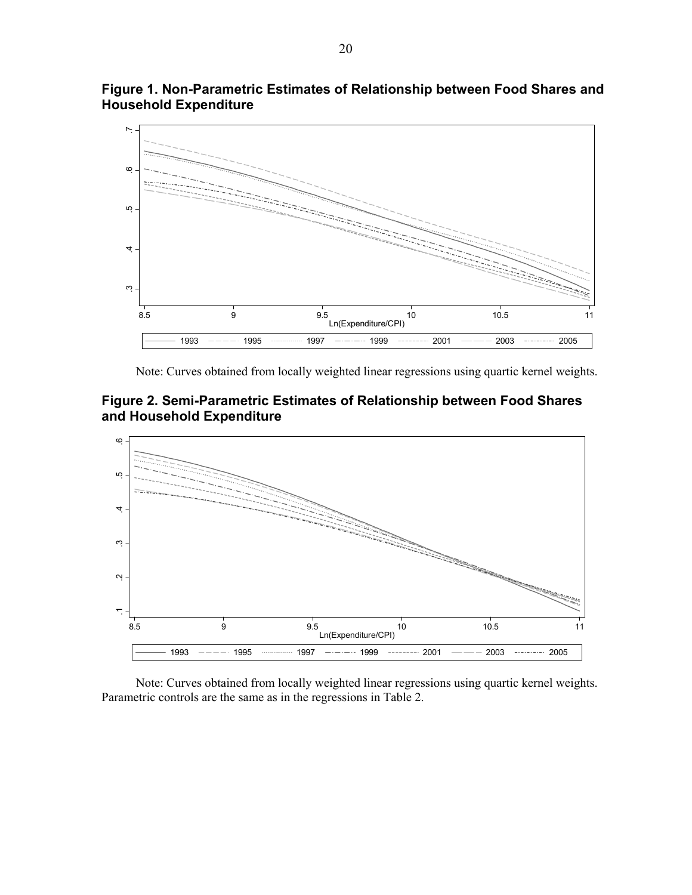**Figure 1. Non-Parametric Estimates of Relationship between Food Shares and Household Expenditure**

Note: Curves obtained from locally weighted linear regressions using quartic kernel weights.

**Figure 2. Semi-Parametric Estimates of Relationship between Food Shares and Household Expenditure**

Note: Curves obtained from locally weighted linear regressions using quartic kernel weights. Parametric controls are the same as in the regressions in Table 2.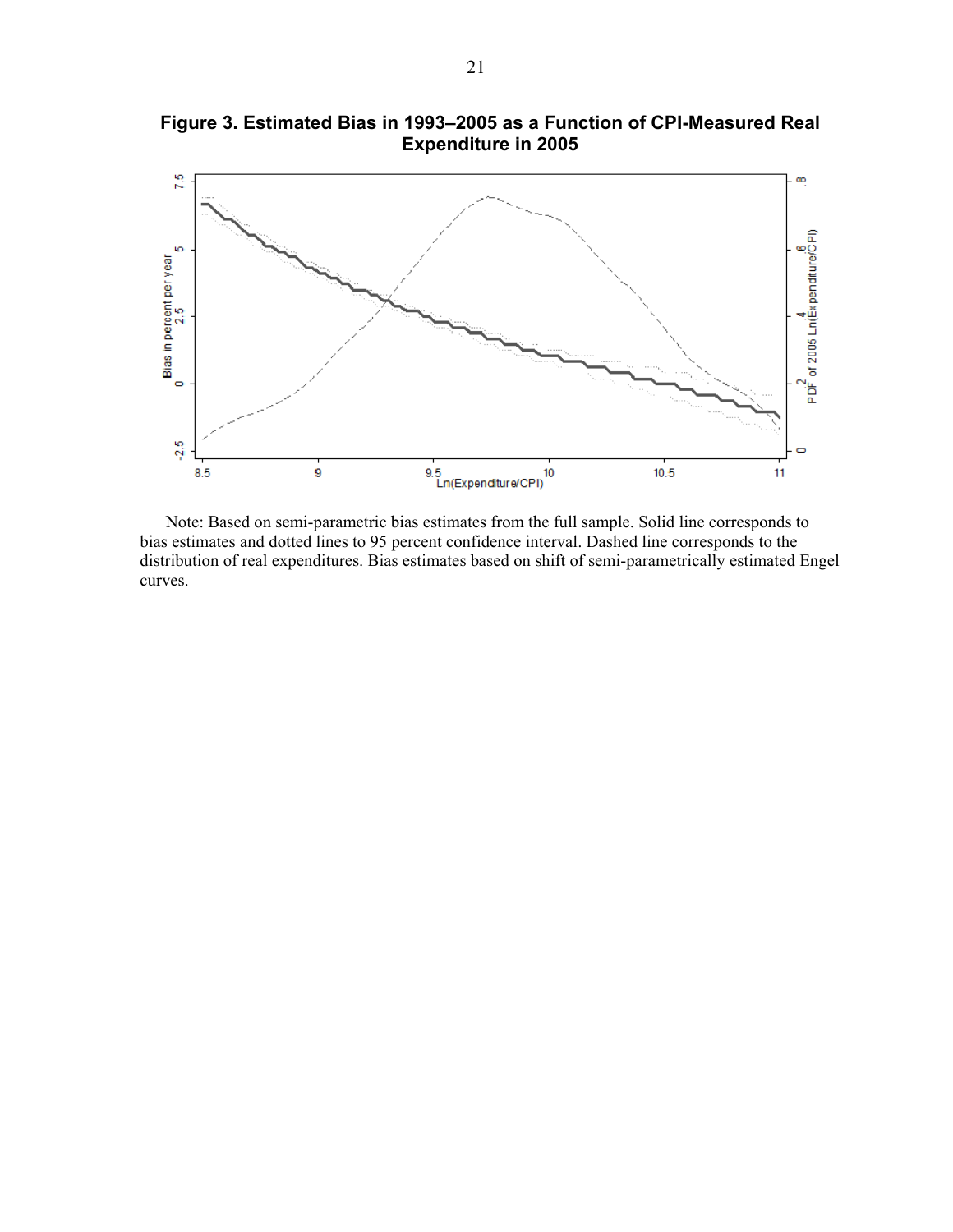**Figure 3. Estimated Bias in 1993–2005 as a Function of CPI-Measured Real Expenditure in 2005**

Note: Based on semi-parametric bias estimates from the full sample. Solid line corresponds to bias estimates and dotted lines to 95 percent confidence interval. Dashed line corresponds to the distribution of real expenditures. Bias estimates based on shift of semi-parametrically estimated Engel curves.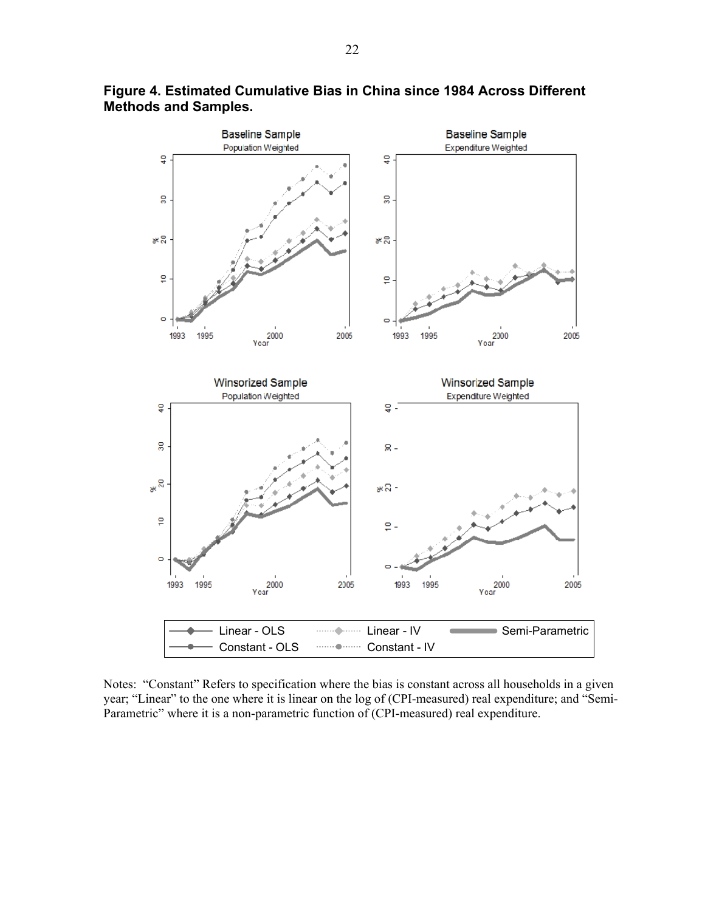**Figure 4. Estimated Cumulative Bias in China since 1984 Across Different Methods and Samples.**

Notes: "Constant" Refers to specification where the bias is constant across all households in a given year; "Linear" to the one where it is linear on the log of (CPI-measured) real expenditure; and "Semi-Parametric" where it is a non-parametric function of (CPI-measured) real expenditure.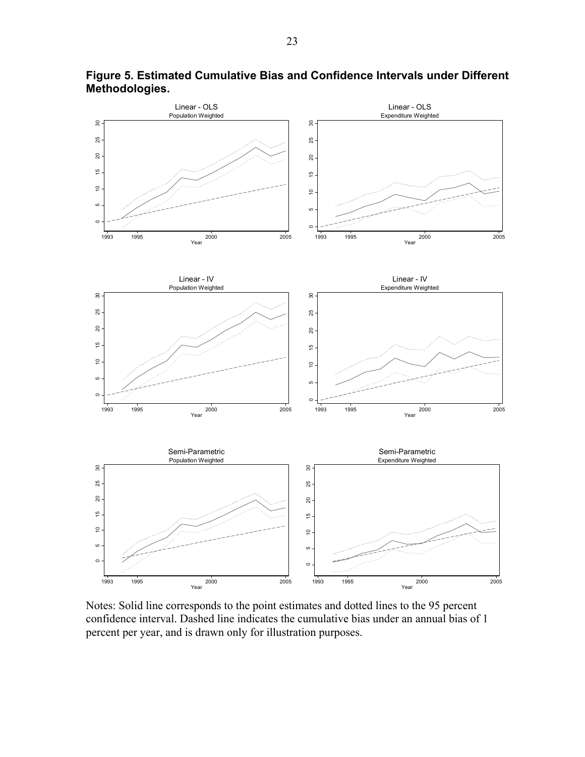**Figure 5. Estimated Cumulative Bias and Confidence Intervals under Different Methodologies.**

Linear - OLS
Population Weighted

0 5 10 15 20 25 30

1993 1995 2000 2005
Year

Linear - OLS
Expenditure Weighted

0 5 10 15 20 25 30

1993 1995 2000 2005
Year

Linear - IV
Population Weighted

0 5 10 15 20 25 30

1993 1995 2000 2005
Year

Linear - IV
Expenditure Weighted

0 5 10 15 20 25 30

1993 1995 2000 2005
Year

Semi-Parametric
Population Weighted

0 5 10 15 20 25 30

1993 1995 2000 2005
Year

Semi-Parametric
Expenditure Weighted

0 5 10 15 20 25 30

1993 1995 2000 2005
Year

Notes: Solid line corresponds to the point estimates and dotted lines to the 95 percent confidence interval. Dashed line indicates the cumulative bias under an annual bias of 1 percent per year, and is drawn only for illustration purposes.